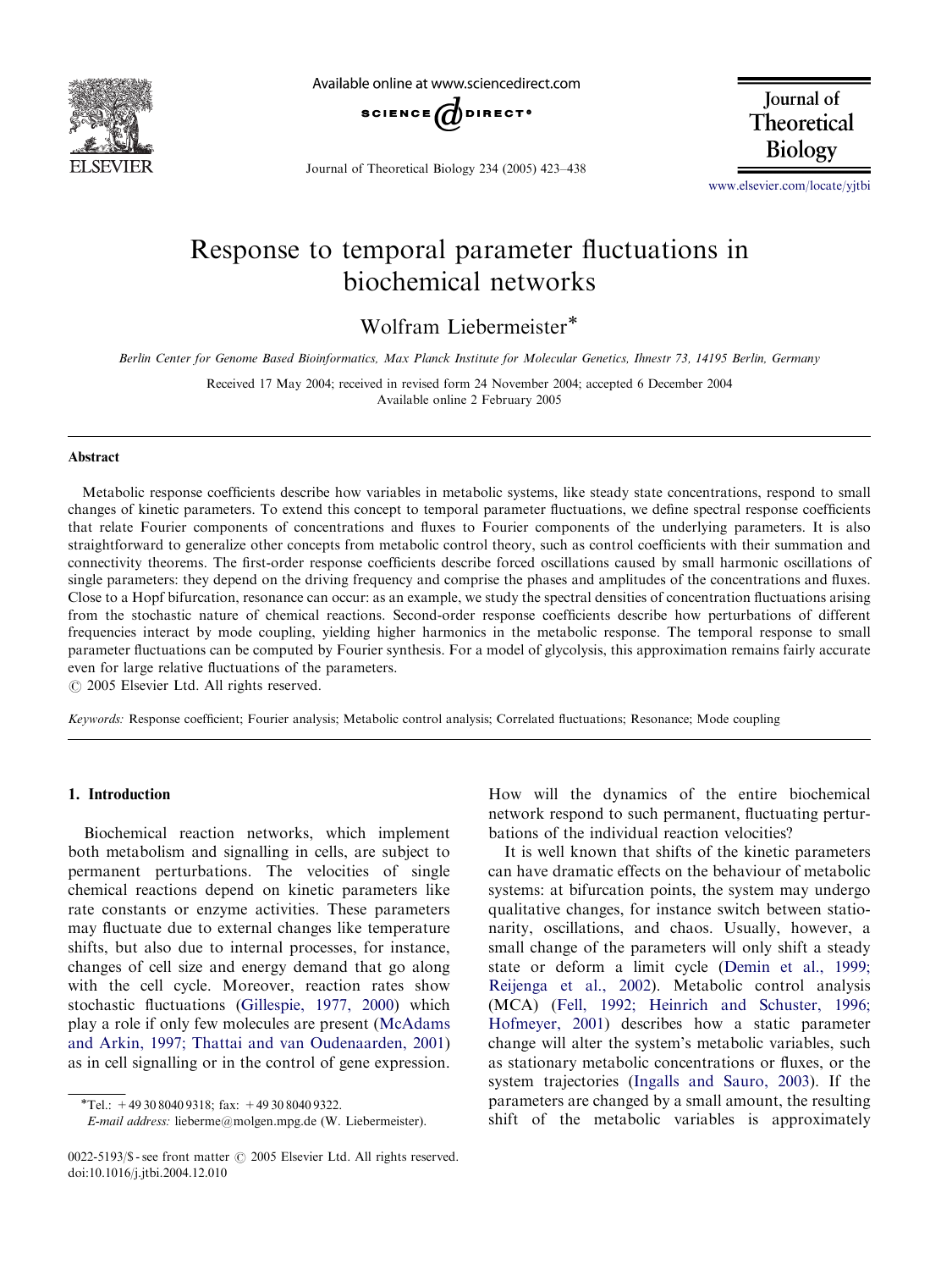# Response to temporal parameter fluctuations in biochemical networks

Wolfram Liebermeister*

*Berlin Center for Genome Based Bioinformatics, Max Planck Institute for Molecular Genetics, Ihnestr 73, 14195 Berlin, Germany*

Received 17 May 2004; received in revised form 24 November 2004; accepted 6 December 2004
Available online 2 February 2005

## Abstract

Metabolic response coefficients describe how variables in metabolic systems, like steady state concentrations, respond to small changes of kinetic parameters. To extend this concept to temporal parameter fluctuations, we define spectral response coefficients that relate Fourier components of concentrations and fluxes to Fourier components of the underlying parameters. It is also straightforward to generalize other concepts from metabolic control theory, such as control coefficients with their summation and connectivity theorems. The first-order response coefficients describe forced oscillations caused by small harmonic oscillations of single parameters: they depend on the driving frequency and comprise the phases and amplitudes of the concentrations and fluxes. Close to a Hopf bifurcation, resonance can occur: as an example, we study the spectral densities of concentration fluctuations arising from the stochastic nature of chemical reactions. Second-order response coefficients describe how perturbations of different frequencies interact by mode coupling, yielding higher harmonics in the metabolic response. The temporal response to small parameter fluctuations can be computed by Fourier synthesis. For a model of glycolysis, this approximation remains fairly accurate even for large relative fluctuations of the parameters.
© 2005 Elsevier Ltd. All rights reserved.

*Keywords:* Response coefficient; Fourier analysis; Metabolic control analysis; Correlated fluctuations; Resonance; Mode coupling

## 1. Introduction

Biochemical reaction networks, which implement both metabolism and signalling in cells, are subject to permanent perturbations. The velocities of single chemical reactions depend on kinetic parameters like rate constants or enzyme activities. These parameters may fluctuate due to external changes like temperature shifts, but also due to internal processes, for instance, changes of cell size and energy demand that go along with the cell cycle. Moreover, reaction rates show stochastic fluctuations (Gillespie, 1977, 2000) which play a role if only few molecules are present (McAdams and Arkin, 1997; Thattai and van Oudenaarden, 2001) as in cell signalling or in the control of gene expression. How will the dynamics of the entire biochemical network respond to such permanent, fluctuating perturbations of the individual reaction velocities?

It is well known that shifts of the kinetic parameters can have dramatic effects on the behaviour of metabolic systems: at bifurcation points, the system may undergo qualitative changes, for instance switch between stationarity, oscillations, and chaos. Usually, however, a small change of the parameters will only shift a steady state or deform a limit cycle (Demin et al., 1999; Reijenga et al., 2002). Metabolic control analysis (MCA) (Fell, 1992; Heinrich and Schuster, 1996; Hofmeyer, 2001) describes how a static parameter change will alter the system's metabolic variables, such as stationary metabolic concentrations or fluxes, or the system trajectories (Ingalls and Sauro, 2003). If the parameters are changed by a small amount, the resulting shift of the metabolic variables is approximately

*Tel.: +49 30 8040 9318; fax: +49 30 8040 9322.
*E-mail address:* lieberme@molgen.mpg.de (W. Liebermeister).

0022-5193/$ - see front matter © 2005 Elsevier Ltd. All rights reserved.
doi:10.1016/j.jtbi.2004.12.010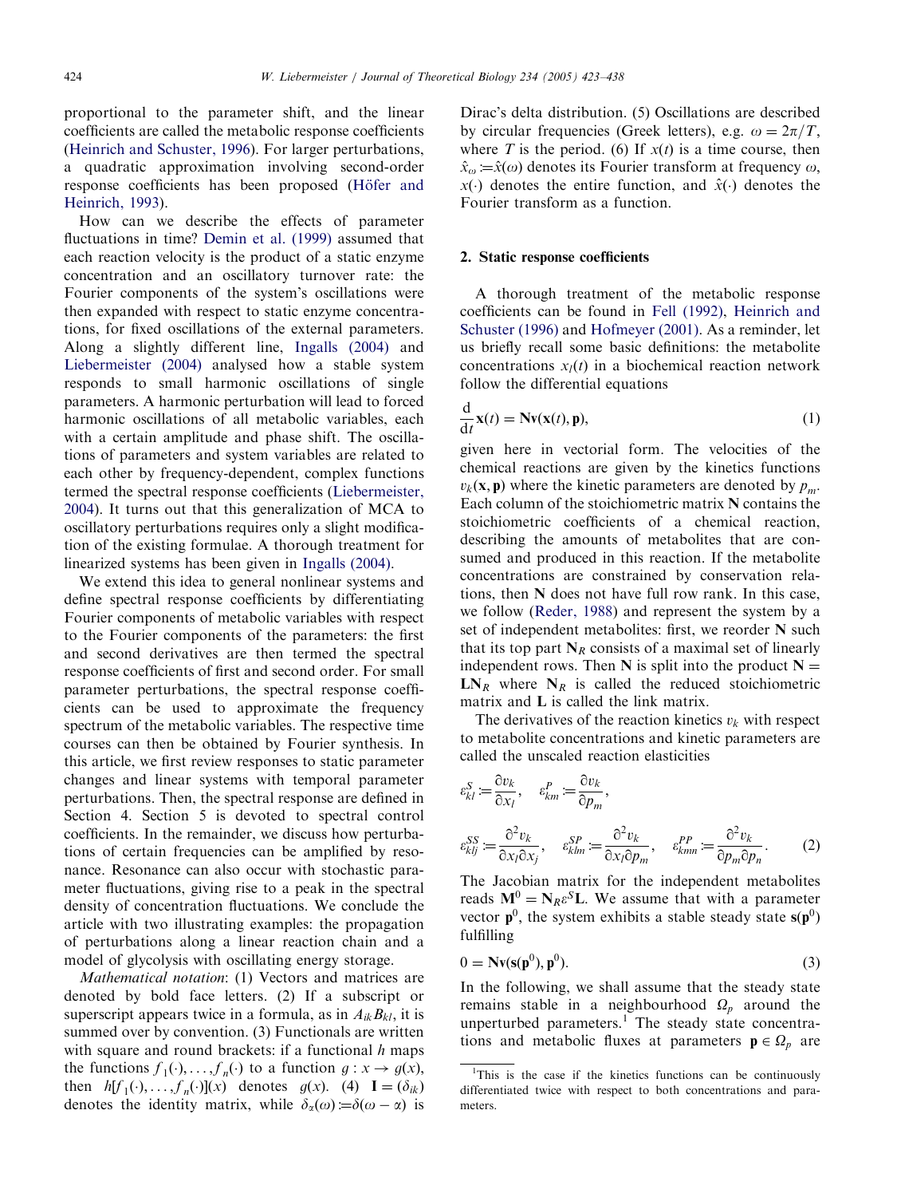proportional to the parameter shift, and the linear coefficients are called the metabolic response coefficients (Heinrich and Schuster, 1996). For larger perturbations, a quadratic approximation involving second-order response coefficients has been proposed (Höfer and Heinrich, 1993).

How can we describe the effects of parameter fluctuations in time? Demin et al. (1999) assumed that each reaction velocity is the product of a static enzyme concentration and an oscillatory turnover rate: the Fourier components of the system's oscillations were then expanded with respect to static enzyme concentrations, for fixed oscillations of the external parameters. Along a slightly different line, Ingalls (2004) and Liebermeister (2004) analysed how a stable system responds to small harmonic oscillations of single parameters. A harmonic perturbation will lead to forced harmonic oscillations of all metabolic variables, each with a certain amplitude and phase shift. The oscillations of parameters and system variables are related to each other by frequency-dependent, complex functions termed the spectral response coefficients (Liebermeister, 2004). It turns out that this generalization of MCA to oscillatory perturbations requires only a slight modification of the existing formulae. A thorough treatment for linearized systems has been given in Ingalls (2004).

We extend this idea to general nonlinear systems and define spectral response coefficients by differentiating Fourier components of metabolic variables with respect to the Fourier components of the parameters: the first and second derivatives are then termed the spectral response coefficients of first and second order. For small parameter perturbations, the spectral response coefficients can be used to approximate the frequency spectrum of the metabolic variables. The respective time courses can then be obtained by Fourier synthesis. In this article, we first review responses to static parameter changes and linear systems with temporal parameter perturbations. Then, the spectral response are defined in Section 4. Section 5 is devoted to spectral control coefficients. In the remainder, we discuss how perturbations of certain frequencies can be amplified by resonance. Resonance can also occur with stochastic parameter fluctuations, giving rise to a peak in the spectral density of concentration fluctuations. We conclude the article with two illustrating examples: the propagation of perturbations along a linear reaction chain and a model of glycolysis with oscillating energy storage.

*Mathematical notation*: (1) Vectors and matrices are denoted by bold face letters. (2) If a subscript or superscript appears twice in a formula, as in $A_{ik}B_{kl}$, it is summed over by convention. (3) Functionals are written with square and round brackets: if a functional $h$ maps the functions $f_1(\cdot), \ldots, f_n(\cdot)$ to a function $g : x \to g(x)$, then $h[f_1(\cdot), \ldots, f_n(\cdot)](x)$ denotes $g(x)$. (4) $\mathbf{I} = (\delta_{ik})$ denotes the identity matrix, while $\delta_\alpha(\omega) := \delta(\omega - \alpha)$ is Dirac's delta distribution. (5) Oscillations are described by circular frequencies (Greek letters), e.g. $\omega = 2\pi/T$, where $T$ is the period. (6) If $x(t)$ is a time course, then $\hat{x}_\omega := \hat{x}(\omega)$ denotes its Fourier transform at frequency $\omega$, $x(\cdot)$ denotes the entire function, and $\hat{x}(\cdot)$ denotes the Fourier transform as a function.

## 2. Static response coefficients

A thorough treatment of the metabolic response coefficients can be found in Fell (1992), Heinrich and Schuster (1996) and Hofmeyer (2001). As a reminder, let us briefly recall some basic definitions: the metabolite concentrations $x_l(t)$ in a biochemical reaction network follow the differential equations

$$\frac{\mathrm{d}}{\mathrm{d}t}\mathbf{x}(t) = \mathbf{N}\mathbf{v}(\mathbf{x}(t), \mathbf{p}), \tag{1}$$

given here in vectorial form. The velocities of the chemical reactions are given by the kinetics functions $v_k(\mathbf{x}, \mathbf{p})$ where the kinetic parameters are denoted by $p_m$. Each column of the stoichiometric matrix $\mathbf{N}$ contains the stoichiometric coefficients of a chemical reaction, describing the amounts of metabolites that are consumed and produced in this reaction. If the metabolite concentrations are constrained by conservation relations, then $\mathbf{N}$ does not have full row rank. In this case, we follow (Reder, 1988) and represent the system by a set of independent metabolites: first, we reorder $\mathbf{N}$ such that its top part $\mathbf{N}_R$ consists of a maximal set of linearly independent rows. Then $\mathbf{N}$ is split into the product $\mathbf{N} = \mathbf{L}\mathbf{N}_R$ where $\mathbf{N}_R$ is called the reduced stoichiometric matrix and $\mathbf{L}$ is called the link matrix.

The derivatives of the reaction kinetics $v_k$ with respect to metabolite concentrations and kinetic parameters are called the unscaled reaction elasticities

$$\varepsilon^S_{kl} := \frac{\partial v_k}{\partial x_l}, \quad \varepsilon^P_{km} := \frac{\partial v_k}{\partial p_m},$$

$$\varepsilon^{SS}_{klj} := \frac{\partial^2 v_k}{\partial x_l \partial x_j}, \quad \varepsilon^{SP}_{klm} := \frac{\partial^2 v_k}{\partial x_l \partial p_m}, \quad \varepsilon^{PP}_{kmn} := \frac{\partial^2 v_k}{\partial p_m \partial p_n}. \tag{2}$$

The Jacobian matrix for the independent metabolites reads $\mathbf{M}^0 = \mathbf{N}_R \varepsilon^S \mathbf{L}$. We assume that with a parameter vector $\mathbf{p}^0$, the system exhibits a stable steady state $\mathbf{s}(\mathbf{p}^0)$ fulfilling

$$0 = \mathbf{N}\mathbf{v}(\mathbf{s}(\mathbf{p}^0), \mathbf{p}^0). \tag{3}$$

In the following, we shall assume that the steady state remains stable in a neighbourhood $\Omega_p$ around the unperturbed parameters.[1] The steady state concentrations and metabolic fluxes at parameters $\mathbf{p} \in \Omega_p$ are

[1] This is the case if the kinetics functions can be continuously differentiated twice with respect to both concentrations and parameters.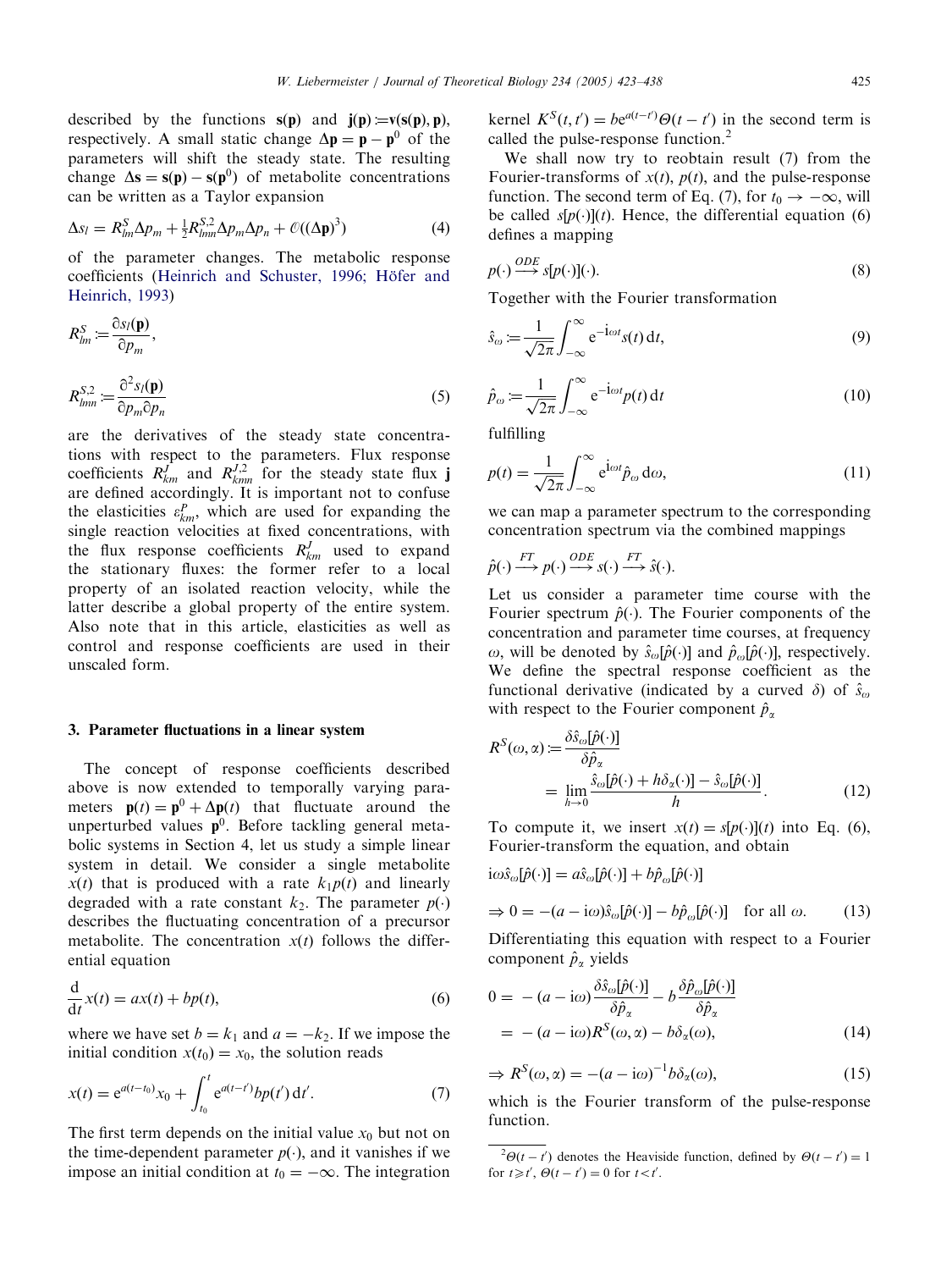described by the functions $\mathbf{s}(\mathbf{p})$ and $\mathbf{j}(\mathbf{p}) := \mathbf{v}(\mathbf{s}(\mathbf{p}), \mathbf{p})$, respectively. A small static change $\Delta\mathbf{p} = \mathbf{p} - \mathbf{p}^0$ of the parameters will shift the steady state. The resulting change $\Delta\mathbf{s} = \mathbf{s}(\mathbf{p}) - \mathbf{s}(\mathbf{p}^0)$ of metabolite concentrations can be written as a Taylor expansion

$$\Delta s_l = R^S_{lm} \Delta p_m + \tfrac{1}{2} R^{S,2}_{lmn} \Delta p_m \Delta p_n + \mathcal{O}((\Delta\mathbf{p})^3) \tag{4}$$

of the parameter changes. The metabolic response coefficients (Heinrich and Schuster, 1996; Höfer and Heinrich, 1993)

$$R^S_{lm} := \frac{\partial s_l(\mathbf{p})}{\partial p_m},$$

$$R^{S,2}_{lmn} := \frac{\partial^2 s_l(\mathbf{p})}{\partial p_m \partial p_n} \tag{5}$$

are the derivatives of the steady state concentrations with respect to the parameters. Flux response coefficients $R^J_{km}$ and $R^{J,2}_{kmn}$ for the steady state flux $\mathbf{j}$ are defined accordingly. It is important not to confuse the elasticities $\varepsilon^P_{km}$, which are used for expanding the single reaction velocities at fixed concentrations, with the flux response coefficients $R^J_{km}$ used to expand the stationary fluxes: the former refer to a local property of an isolated reaction velocity, while the latter describe a global property of the entire system. Also note that in this article, elasticities as well as control and response coefficients are used in their unscaled form.

## 3. Parameter fluctuations in a linear system

The concept of response coefficients described above is now extended to temporally varying parameters $\mathbf{p}(t) = \mathbf{p}^0 + \Delta\mathbf{p}(t)$ that fluctuate around the unperturbed values $\mathbf{p}^0$. Before tackling general metabolic systems in Section 4, let us study a simple linear system in detail. We consider a single metabolite $x(t)$ that is produced with a rate $k_1 p(t)$ and linearly degraded with a rate constant $k_2$. The parameter $p(\cdot)$ describes the fluctuating concentration of a precursor metabolite. The concentration $x(t)$ follows the differential equation

$$\frac{d}{dt} x(t) = a x(t) + b p(t), \tag{6}$$

where we have set $b = k_1$ and $a = -k_2$. If we impose the initial condition $x(t_0) = x_0$, the solution reads

$$x(t) = e^{a(t-t_0)} x_0 + \int_{t_0}^{t} e^{a(t-t')} b p(t')\, dt'. \tag{7}$$

The first term depends on the initial value $x_0$ but not on the time-dependent parameter $p(\cdot)$, and it vanishes if we impose an initial condition at $t_0 = -\infty$. The integration kernel $K^S(t, t') = b e^{a(t-t')} \Theta(t - t')$ in the second term is called the pulse-response function.[2]

We shall now try to reobtain result (7) from the Fourier-transforms of $x(t)$, $p(t)$, and the pulse-response function. The second term of Eq. (7), for $t_0 \to -\infty$, will be called $s[p(\cdot)](t)$. Hence, the differential equation (6) defines a mapping

$$p(\cdot) \xrightarrow{ODE} s[p(\cdot)](\cdot). \tag{8}$$

Together with the Fourier transformation

$$\hat{s}_\omega := \frac{1}{\sqrt{2\pi}} \int_{-\infty}^{\infty} e^{-i\omega t} s(t)\, dt, \tag{9}$$

$$\hat{p}_\omega := \frac{1}{\sqrt{2\pi}} \int_{-\infty}^{\infty} e^{-i\omega t} p(t)\, dt \tag{10}$$

fulfilling

$$p(t) = \frac{1}{\sqrt{2\pi}} \int_{-\infty}^{\infty} e^{i\omega t} \hat{p}_\omega\, d\omega, \tag{11}$$

we can map a parameter spectrum to the corresponding concentration spectrum via the combined mappings

$$\hat{p}(\cdot) \xrightarrow{FT} p(\cdot) \xrightarrow{ODE} s(\cdot) \xrightarrow{FT} \hat{s}(\cdot).$$

Let us consider a parameter time course with the Fourier spectrum $\hat{p}(\cdot)$. The Fourier components of the concentration and parameter time courses, at frequency $\omega$, will be denoted by $\hat{s}_\omega[\hat{p}(\cdot)]$ and $\hat{p}_\omega[\hat{p}(\cdot)]$, respectively. We define the spectral response coefficient as the functional derivative (indicated by a curved $\delta$) of $\hat{s}_\omega$ with respect to the Fourier component $\hat{p}_\alpha$

$$\begin{aligned} R^S(\omega, \alpha) &:= \frac{\delta \hat{s}_\omega[\hat{p}(\cdot)]}{\delta \hat{p}_\alpha} \\ &= \lim_{h \to 0} \frac{\hat{s}_\omega[\hat{p}(\cdot) + h\delta_\alpha(\cdot)] - \hat{s}_\omega[\hat{p}(\cdot)]}{h}. \end{aligned} \tag{12}$$

To compute it, we insert $x(t) = s[p(\cdot)](t)$ into Eq. (6), Fourier-transform the equation, and obtain

$$\begin{aligned} & i\omega \hat{s}_\omega[\hat{p}(\cdot)] = a \hat{s}_\omega[\hat{p}(\cdot)] + b \hat{p}_\omega[\hat{p}(\cdot)] \\ \Rightarrow\ & 0 = -(a - i\omega) \hat{s}_\omega[\hat{p}(\cdot)] - b \hat{p}_\omega[\hat{p}(\cdot)] \quad \text{for all } \omega. \end{aligned} \tag{13}$$

Differentiating this equation with respect to a Fourier component $\hat{p}_\alpha$ yields

$$\begin{aligned} 0 &= -(a - i\omega) \frac{\delta \hat{s}_\omega[\hat{p}(\cdot)]}{\delta \hat{p}_\alpha} - b \frac{\delta \hat{p}_\omega[\hat{p}(\cdot)]}{\delta \hat{p}_\alpha} \\ &= -(a - i\omega) R^S(\omega, \alpha) - b \delta_\alpha(\omega), \end{aligned} \tag{14}$$

$$\Rightarrow R^S(\omega, \alpha) = -(a - i\omega)^{-1} b \delta_\alpha(\omega), \tag{15}$$

which is the Fourier transform of the pulse-response function.

---

[2] $\Theta(t - t')$ denotes the Heaviside function, defined by $\Theta(t - t') = 1$ for $t \geq t'$, $\Theta(t - t') = 0$ for $t < t'$.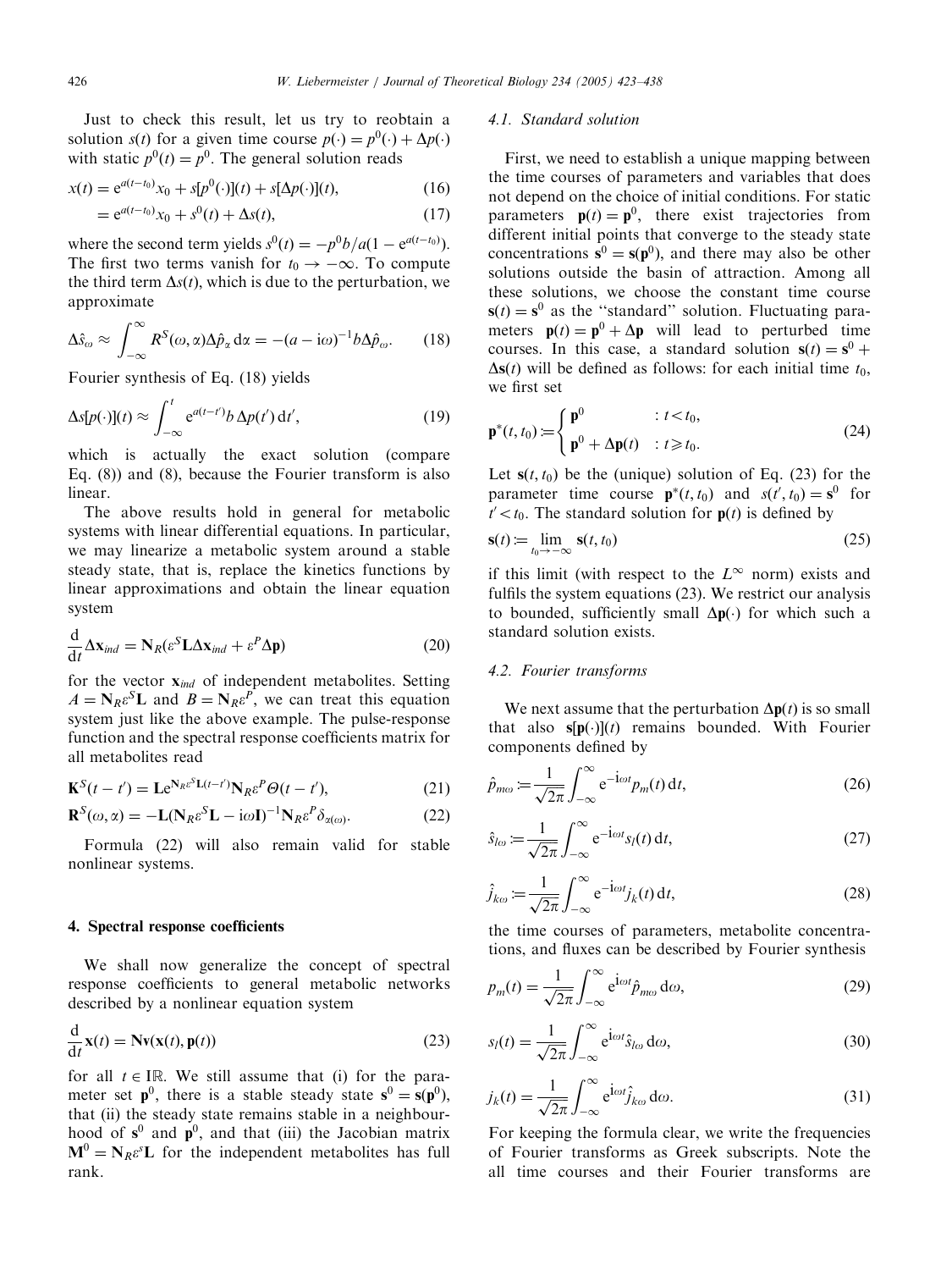Just to check this result, let us try to reobtain a solution $s(t)$ for a given time course $p(\cdot) = p^0(\cdot) + \Delta p(\cdot)$ with static $p^0(t) = p^0$. The general solution reads

$$x(t) = e^{a(t-t_0)}x_0 + s[p^0(\cdot)](t) + s[\Delta p(\cdot)](t), \tag{16}$$

$$= e^{a(t-t_0)}x_0 + s^0(t) + \Delta s(t), \tag{17}$$

where the second term yields $s^0(t) = -p^0 b/a(1 - e^{a(t-t_0)})$. The first two terms vanish for $t_0 \to -\infty$. To compute the third term $\Delta s(t)$, which is due to the perturbation, we approximate

$$\Delta\hat{s}_\omega \approx \int_{-\infty}^{\infty} R^S(\omega, \alpha)\Delta\hat{p}_\alpha \, d\alpha = -(a - i\omega)^{-1} b \Delta\hat{p}_\omega. \tag{18}$$

Fourier synthesis of Eq. (18) yields

$$\Delta s[p(\cdot)](t) \approx \int_{-\infty}^{t} e^{a(t-t')} b \, \Delta p(t') \, dt', \tag{19}$$

which is actually the exact solution (compare Eq. (8)) and (8), because the Fourier transform is also linear.

The above results hold in general for metabolic systems with linear differential equations. In particular, we may linearize a metabolic system around a stable steady state, that is, replace the kinetics functions by linear approximations and obtain the linear equation system

$$\frac{d}{dt}\Delta \mathbf{x}_{ind} = \mathbf{N}_R(\varepsilon^S \mathbf{L}\Delta \mathbf{x}_{ind} + \varepsilon^P \Delta \mathbf{p}) \tag{20}$$

for the vector $\mathbf{x}_{ind}$ of independent metabolites. Setting $A = \mathbf{N}_R\varepsilon^S\mathbf{L}$ and $B = \mathbf{N}_R\varepsilon^P$, we can treat this equation system just like the above example. The pulse-response function and the spectral response coefficients matrix for all metabolites read

$$\mathbf{K}^S(t - t') = \mathbf{L}e^{\mathbf{N}_R\varepsilon^S\mathbf{L}(t-t')}\mathbf{N}_R\varepsilon^P\Theta(t - t'), \tag{21}$$

$$\mathbf{R}^S(\omega, \alpha) = -\mathbf{L}(\mathbf{N}_R\varepsilon^S\mathbf{L} - i\omega\mathbf{I})^{-1}\mathbf{N}_R\varepsilon^P\delta_{\alpha(\omega)}. \tag{22}$$

Formula (22) will also remain valid for stable nonlinear systems.

## 4. Spectral response coefficients

We shall now generalize the concept of spectral response coefficients to general metabolic networks described by a nonlinear equation system

$$\frac{d}{dt}\mathbf{x}(t) = \mathbf{N}\mathbf{v}(\mathbf{x}(t), \mathbf{p}(t)) \tag{23}$$

for all $t \in \mathbb{R}$. We still assume that (i) for the parameter set $\mathbf{p}^0$, there is a stable steady state $\mathbf{s}^0 = \mathbf{s}(\mathbf{p}^0)$, that (ii) the steady state remains stable in a neighbourhood of $\mathbf{s}^0$ and $\mathbf{p}^0$, and that (iii) the Jacobian matrix $\mathbf{M}^0 = \mathbf{N}_R\varepsilon^s\mathbf{L}$ for the independent metabolites has full rank.

### 4.1. Standard solution

First, we need to establish a unique mapping between the time courses of parameters and variables that does not depend on the choice of initial conditions. For static parameters $\mathbf{p}(t) = \mathbf{p}^0$, there exist trajectories from different initial points that converge to the steady state concentrations $\mathbf{s}^0 = \mathbf{s}(\mathbf{p}^0)$, and there may also be other solutions outside the basin of attraction. Among all these solutions, we choose the constant time course $\mathbf{s}(t) = \mathbf{s}^0$ as the "standard" solution. Fluctuating parameters $\mathbf{p}(t) = \mathbf{p}^0 + \Delta\mathbf{p}$ will lead to perturbed time courses. In this case, a standard solution $\mathbf{s}(t) = \mathbf{s}^0 + \Delta\mathbf{s}(t)$ will be defined as follows: for each initial time $t_0$, we first set

$$\mathbf{p}^*(t, t_0) := \begin{cases} \mathbf{p}^0 & : t < t_0, \\ \mathbf{p}^0 + \Delta\mathbf{p}(t) & : t \geq t_0. \end{cases} \tag{24}$$

Let $\mathbf{s}(t, t_0)$ be the (unique) solution of Eq. (23) for the parameter time course $\mathbf{p}^*(t, t_0)$ and $s(t', t_0) = \mathbf{s}^0$ for $t' < t_0$. The standard solution for $\mathbf{p}(t)$ is defined by

$$\mathbf{s}(t) := \lim_{t_0 \to -\infty} \mathbf{s}(t, t_0) \tag{25}$$

if this limit (with respect to the $L^\infty$ norm) exists and fulfils the system equations (23). We restrict our analysis to bounded, sufficiently small $\Delta\mathbf{p}(\cdot)$ for which such a standard solution exists.

### 4.2. Fourier transforms

We next assume that the perturbation $\Delta\mathbf{p}(t)$ is so small that also $\mathbf{s}[\mathbf{p}(\cdot)](t)$ remains bounded. With Fourier components defined by

$$\hat{p}_{m\omega} := \frac{1}{\sqrt{2\pi}}\int_{-\infty}^{\infty} e^{-i\omega t} p_m(t) \, dt, \tag{26}$$

$$\hat{s}_{l\omega} := \frac{1}{\sqrt{2\pi}}\int_{-\infty}^{\infty} e^{-i\omega t} s_l(t) \, dt, \tag{27}$$

$$\hat{j}_{k\omega} := \frac{1}{\sqrt{2\pi}}\int_{-\infty}^{\infty} e^{-i\omega t} j_k(t) \, dt, \tag{28}$$

the time courses of parameters, metabolite concentrations, and fluxes can be described by Fourier synthesis

$$p_m(t) = \frac{1}{\sqrt{2\pi}}\int_{-\infty}^{\infty} e^{i\omega t}\hat{p}_{m\omega} \, d\omega, \tag{29}$$

$$s_l(t) = \frac{1}{\sqrt{2\pi}}\int_{-\infty}^{\infty} e^{i\omega t}\hat{s}_{l\omega} \, d\omega, \tag{30}$$

$$j_k(t) = \frac{1}{\sqrt{2\pi}}\int_{-\infty}^{\infty} e^{i\omega t}\hat{j}_{k\omega} \, d\omega. \tag{31}$$

For keeping the formula clear, we write the frequencies of Fourier transforms as Greek subscripts. Note the all time courses and their Fourier transforms are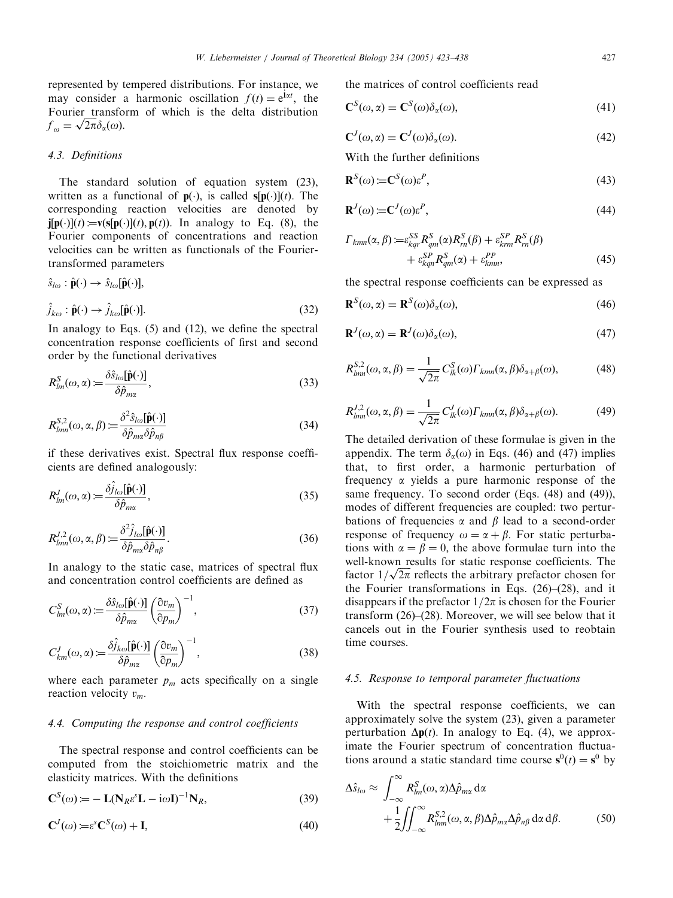represented by tempered distributions. For instance, we may consider a harmonic oscillation $f(t) = e^{i\alpha t}$, the Fourier transform of which is the delta distribution $f_\omega = \sqrt{2\pi}\delta_\alpha(\omega)$.

### 4.3. Definitions

The standard solution of equation system (23), written as a functional of $\mathbf{p}(\cdot)$, is called $\mathbf{s}[\mathbf{p}(\cdot)](t)$. The corresponding reaction velocities are denoted by $\mathbf{j}[\mathbf{p}(\cdot)](t) := \mathbf{v}(\mathbf{s}[\mathbf{p}(\cdot)](t), \mathbf{p}(t))$. In analogy to Eq. (8), the Fourier components of concentrations and reaction velocities can be written as functionals of the Fourier-transformed parameters

$$\hat{s}_{l\omega} : \hat{\mathbf{p}}(\cdot) \to \hat{s}_{l\omega}[\hat{\mathbf{p}}(\cdot)],$$

$$\hat{j}_{k\omega} : \hat{\mathbf{p}}(\cdot) \to \hat{j}_{k\omega}[\hat{\mathbf{p}}(\cdot)]. \tag{32}$$

In analogy to Eqs. (5) and (12), we define the spectral concentration response coefficients of first and second order by the functional derivatives

$$R^S_{lm}(\omega, \alpha) := \frac{\delta \hat{s}_{l\omega}[\hat{\mathbf{p}}(\cdot)]}{\delta \hat{p}_{m\alpha}}, \tag{33}$$

$$R^{S,2}_{lmn}(\omega, \alpha, \beta) := \frac{\delta^2 \hat{s}_{l\omega}[\hat{\mathbf{p}}(\cdot)]}{\delta \hat{p}_{m\alpha} \delta \hat{p}_{n\beta}} \tag{34}$$

if these derivatives exist. Spectral flux response coefficients are defined analogously:

$$R^J_{lm}(\omega, \alpha) := \frac{\delta \hat{j}_{l\omega}[\hat{\mathbf{p}}(\cdot)]}{\delta \hat{p}_{m\alpha}}, \tag{35}$$

$$R^{J,2}_{lmn}(\omega, \alpha, \beta) := \frac{\delta^2 \hat{j}_{l\omega}[\hat{\mathbf{p}}(\cdot)]}{\delta \hat{p}_{m\alpha} \delta \hat{p}_{n\beta}}. \tag{36}$$

In analogy to the static case, matrices of spectral flux and concentration control coefficients are defined as

$$C^S_{lm}(\omega, \alpha) := \frac{\delta \hat{s}_{l\omega}[\hat{\mathbf{p}}(\cdot)]}{\delta \hat{p}_{m\alpha}} \left( \frac{\partial v_m}{\partial p_m} \right)^{-1}, \tag{37}$$

$$C^J_{km}(\omega, \alpha) := \frac{\delta \hat{j}_{k\omega}[\hat{\mathbf{p}}(\cdot)]}{\delta \hat{p}_{m\alpha}} \left( \frac{\partial v_m}{\partial p_m} \right)^{-1}, \tag{38}$$

where each parameter $p_m$ acts specifically on a single reaction velocity $v_m$.

### 4.4. Computing the response and control coefficients

The spectral response and control coefficients can be computed from the stoichiometric matrix and the elasticity matrices. With the definitions

$$\mathbf{C}^S(\omega) := -\mathbf{L}(\mathbf{N}_R \varepsilon^s \mathbf{L} - i\omega \mathbf{I})^{-1} \mathbf{N}_R, \tag{39}$$

$$\mathbf{C}^J(\omega) := \varepsilon^s \mathbf{C}^S(\omega) + \mathbf{I}, \tag{40}$$

the matrices of control coefficients read

$$\mathbf{C}^S(\omega, \alpha) = \mathbf{C}^S(\omega)\delta_\alpha(\omega), \tag{41}$$

$$\mathbf{C}^J(\omega, \alpha) = \mathbf{C}^J(\omega)\delta_\alpha(\omega). \tag{42}$$

With the further definitions

$$\mathbf{R}^S(\omega) := \mathbf{C}^S(\omega)\varepsilon^P, \tag{43}$$

$$\mathbf{R}^J(\omega) := \mathbf{C}^J(\omega)\varepsilon^P, \tag{44}$$

$$\Gamma_{kmn}(\alpha, \beta) := \varepsilon^{SS}_{kqr} R^S_{qm}(\alpha) R^S_{rn}(\beta) + \varepsilon^{SP}_{krm} R^S_{rn}(\beta) + \varepsilon^{SP}_{kqn} R^S_{qm}(\alpha) + \varepsilon^{PP}_{kmn}, \tag{45}$$

the spectral response coefficients can be expressed as

$$\mathbf{R}^S(\omega, \alpha) = \mathbf{R}^S(\omega)\delta_\alpha(\omega), \tag{46}$$

$$\mathbf{R}^J(\omega, \alpha) = \mathbf{R}^J(\omega)\delta_\alpha(\omega), \tag{47}$$

$$R^{S,2}_{lmn}(\omega, \alpha, \beta) = \frac{1}{\sqrt{2\pi}} C^S_{lk}(\omega) \Gamma_{kmn}(\alpha, \beta) \delta_{\alpha+\beta}(\omega), \tag{48}$$

$$R^{J,2}_{lmn}(\omega, \alpha, \beta) = \frac{1}{\sqrt{2\pi}} C^J_{lk}(\omega) \Gamma_{kmn}(\alpha, \beta) \delta_{\alpha+\beta}(\omega). \tag{49}$$

The detailed derivation of these formulae is given in the appendix. The term $\delta_\alpha(\omega)$ in Eqs. (46) and (47) implies that, to first order, a harmonic perturbation of frequency $\alpha$ yields a pure harmonic response of the same frequency. To second order (Eqs. (48) and (49)), modes of different frequencies are coupled: two perturbations of frequencies $\alpha$ and $\beta$ lead to a second-order response of frequency $\omega = \alpha + \beta$. For static perturbations with $\alpha = \beta = 0$, the above formulae turn into the well-known results for static response coefficients. The factor $1/\sqrt{2\pi}$ reflects the arbitrary prefactor chosen for the Fourier transformations in Eqs. (26)–(28), and it disappears if the prefactor $1/2\pi$ is chosen for the Fourier transform (26)–(28). Moreover, we will see below that it cancels out in the Fourier synthesis used to reobtain time courses.

### 4.5. Response to temporal parameter fluctuations

With the spectral response coefficients, we can approximately solve the system (23), given a parameter perturbation $\Delta\mathbf{p}(t)$. In analogy to Eq. (4), we approximate the Fourier spectrum of concentration fluctuations around a static standard time course $\mathbf{s}^0(t) = \mathbf{s}^0$ by

$$\Delta \hat{s}_{l\omega} \approx \int_{-\infty}^{\infty} R^S_{lm}(\omega, \alpha) \Delta \hat{p}_{m\alpha} \, d\alpha + \frac{1}{2} \iint_{-\infty}^{\infty} R^{S,2}_{lmn}(\omega, \alpha, \beta) \Delta \hat{p}_{m\alpha} \Delta \hat{p}_{n\beta} \, d\alpha \, d\beta. \tag{50}$$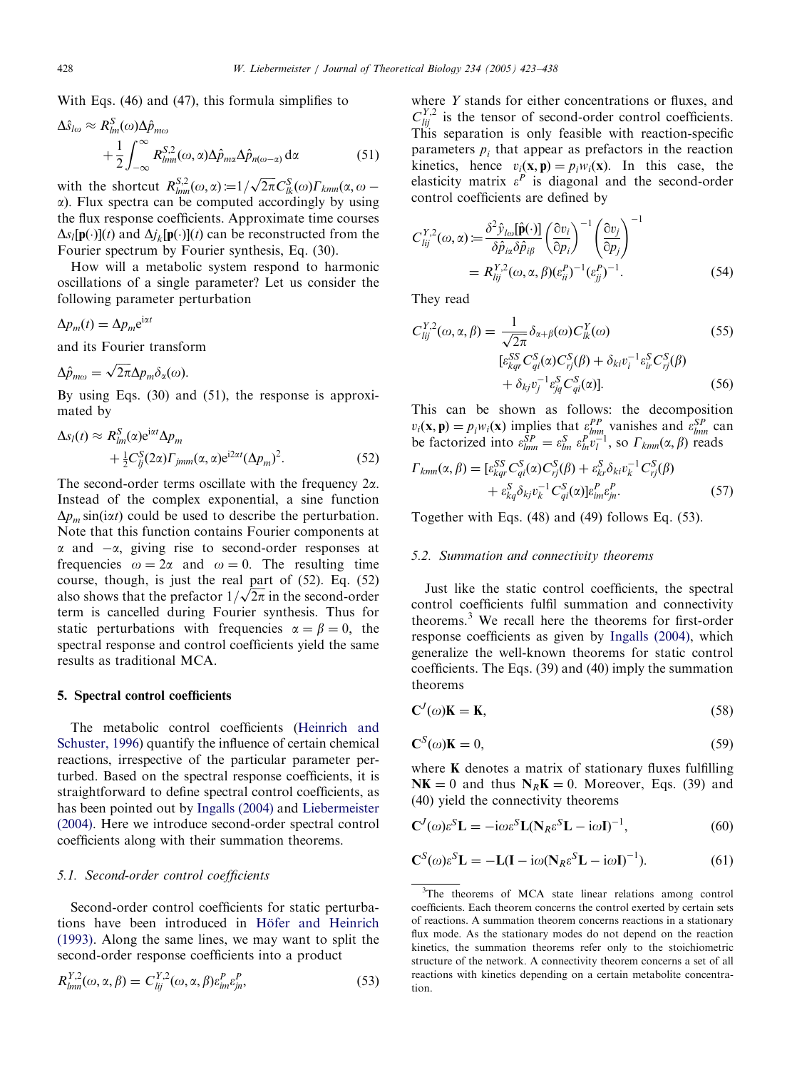With Eqs. (46) and (47), this formula simplifies to

$$\Delta \hat{s}_{l\omega} \approx R^S_{lm}(\omega)\Delta\hat{p}_{m\omega} + \frac{1}{2}\int_{-\infty}^{\infty} R^{S,2}_{lmn}(\omega,\alpha)\Delta\hat{p}_{m\alpha}\Delta\hat{p}_{n(\omega-\alpha)}\,\mathrm{d}\alpha \tag{51}$$

with the shortcut $R^{S,2}_{lmn}(\omega,\alpha) := 1/\sqrt{2\pi}C^S_{lk}(\omega)\Gamma_{kmn}(\alpha,\omega-\alpha)$. Flux spectra can be computed accordingly by using the flux response coefficients. Approximate time courses $\Delta s_l[\mathbf{p}(\cdot)](t)$ and $\Delta j_k[\mathbf{p}(\cdot)](t)$ can be reconstructed from the Fourier spectrum by Fourier synthesis, Eq. (30).

How will a metabolic system respond to harmonic oscillations of a single parameter? Let us consider the following parameter perturbation

$$\Delta p_m(t) = \Delta p_m e^{i\alpha t}$$

and its Fourier transform

$$\Delta\hat{p}_{m\omega} = \sqrt{2\pi}\Delta p_m \delta_\alpha(\omega).$$

By using Eqs. (30) and (51), the response is approximated by

$$\Delta s_l(t) \approx R^S_{lm}(\alpha)e^{i\alpha t}\Delta p_m + \tfrac{1}{2}C^S_{lj}(2\alpha)\Gamma_{jmm}(\alpha,\alpha)e^{i2\alpha t}(\Delta p_m)^2. \tag{52}$$

The second-order terms oscillate with the frequency $2\alpha$. Instead of the complex exponential, a sine function $\Delta p_m \sin(i\alpha t)$ could be used to describe the perturbation. Note that this function contains Fourier components at $\alpha$ and $-\alpha$, giving rise to second-order responses at frequencies $\omega = 2\alpha$ and $\omega = 0$. The resulting time course, though, is just the real part of (52). Eq. (52) also shows that the prefactor $1/\sqrt{2\pi}$ in the second-order term is cancelled during Fourier synthesis. Thus for static perturbations with frequencies $\alpha = \beta = 0$, the spectral response and control coefficients yield the same results as traditional MCA.

## 5. Spectral control coefficients

The metabolic control coefficients (Heinrich and Schuster, 1996) quantify the influence of certain chemical reactions, irrespective of the particular parameter perturbed. Based on the spectral response coefficients, it is straightforward to define spectral control coefficients, as has been pointed out by Ingalls (2004) and Liebermeister (2004). Here we introduce second-order spectral control coefficients along with their summation theorems.

### 5.1. Second-order control coefficients

Second-order control coefficients for static perturbations have been introduced in Höfer and Heinrich (1993). Along the same lines, we may want to split the second-order response coefficients into a product

$$R^{Y,2}_{lmn}(\omega,\alpha,\beta) = C^{Y,2}_{lij}(\omega,\alpha,\beta)\varepsilon^P_{im}\varepsilon^P_{jn}, \tag{53}$$

where $Y$ stands for either concentrations or fluxes, and $C^{Y,2}_{lij}$ is the tensor of second-order control coefficients. This separation is only feasible with reaction-specific parameters $p_i$ that appear as prefactors in the reaction kinetics, hence $v_i(\mathbf{x},\mathbf{p}) = p_i w_i(\mathbf{x})$. In this case, the elasticity matrix $\varepsilon^P$ is diagonal and the second-order control coefficients are defined by

$$C^{Y,2}_{lij}(\omega,\alpha) := \frac{\delta^2\hat{y}_{l\omega}[\hat{\mathbf{p}}(\cdot)]}{\delta\hat{p}_{i\alpha}\delta\hat{p}_{i\beta}}\left(\frac{\partial v_i}{\partial p_i}\right)^{-1}\left(\frac{\partial v_j}{\partial p_j}\right)^{-1} = R^{Y,2}_{lij}(\omega,\alpha,\beta)(\varepsilon^P_{ii})^{-1}(\varepsilon^P_{jj})^{-1}. \tag{54}$$

They read

$$C^{Y,2}_{lij}(\omega,\alpha,\beta) = \frac{1}{\sqrt{2\pi}}\delta_{\alpha+\beta}(\omega)C^Y_{lk}(\omega) \tag{55}$$

$$[\varepsilon^{SS}_{kqr}C^S_{qi}(\alpha)C^S_{rj}(\beta) + \delta_{ki}v_i^{-1}\varepsilon^S_{ir}C^S_{rj}(\beta) + \delta_{kj}v_j^{-1}\varepsilon^S_{jq}C^S_{qi}(\alpha)]. \tag{56}$$

This can be shown as follows: the decomposition $v_i(\mathbf{x},\mathbf{p}) = p_i w_i(\mathbf{x})$ implies that $\varepsilon^{PP}_{lmn}$ vanishes and $\varepsilon^{SP}_{lmn}$ can be factorized into $\varepsilon^{SP}_{lmn} = \varepsilon^S_{lm}\,\varepsilon^P_{ln}v_l^{-1}$, so $\Gamma_{kmn}(\alpha,\beta)$ reads

$$\Gamma_{kmn}(\alpha,\beta) = [\varepsilon^{SS}_{kqr}C^S_{qi}(\alpha)C^S_{rj}(\beta) + \varepsilon^S_{kr}\delta_{ki}v_k^{-1}C^S_{rj}(\beta) + \varepsilon^S_{kq}\delta_{kj}v_k^{-1}C^S_{qi}(\alpha)]\varepsilon^P_{im}\varepsilon^P_{jn}. \tag{57}$$

Together with Eqs. (48) and (49) follows Eq. (53).

### 5.2. Summation and connectivity theorems

Just like the static control coefficients, the spectral control coefficients fulfil summation and connectivity theorems.[3] We recall here the theorems for first-order response coefficients as given by Ingalls (2004), which generalize the well-known theorems for static control coefficients. The Eqs. (39) and (40) imply the summation theorems

$$\mathbf{C}^J(\omega)\mathbf{K} = \mathbf{K}, \tag{58}$$

$$\mathbf{C}^S(\omega)\mathbf{K} = 0, \tag{59}$$

where $\mathbf{K}$ denotes a matrix of stationary fluxes fulfilling $\mathbf{NK} = 0$ and thus $\mathbf{N}_R\mathbf{K} = 0$. Moreover, Eqs. (39) and (40) yield the connectivity theorems

$$\mathbf{C}^J(\omega)\varepsilon^S\mathbf{L} = -i\omega\varepsilon^S\mathbf{L}(\mathbf{N}_R\varepsilon^S\mathbf{L} - i\omega\mathbf{I})^{-1}, \tag{60}$$

$$\mathbf{C}^S(\omega)\varepsilon^S\mathbf{L} = -\mathbf{L}(\mathbf{I} - i\omega(\mathbf{N}_R\varepsilon^S\mathbf{L} - i\omega\mathbf{I})^{-1}). \tag{61}$$

[3] The theorems of MCA state linear relations among control coefficients. Each theorem concerns the control exerted by certain sets of reactions. A summation theorem concerns reactions in a stationary flux mode. As the stationary modes do not depend on the reaction kinetics, the summation theorems refer only to the stoichiometric structure of the network. A connectivity theorem concerns a set of all reactions with kinetics depending on a certain metabolite concentration.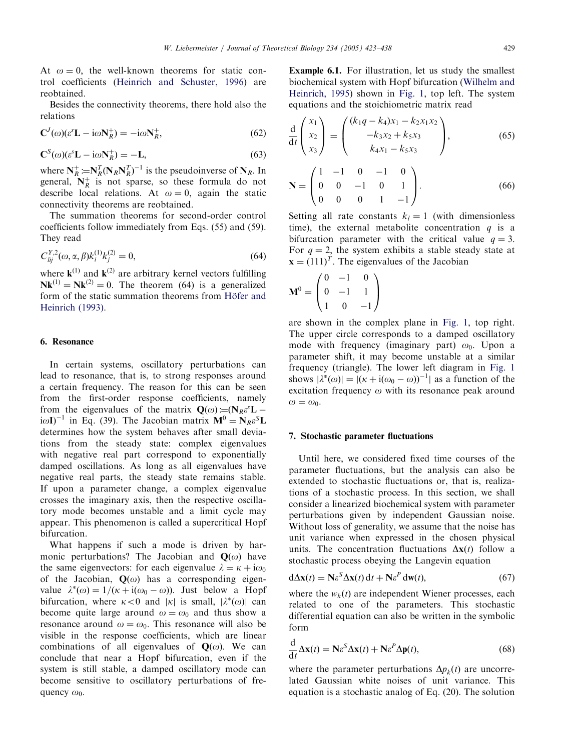At $\omega = 0$, the well-known theorems for static control coefficients (Heinrich and Schuster, 1996) are reobtained.

Besides the connectivity theorems, there hold also the relations

$$\mathbf{C}^J(\omega)(\varepsilon^s\mathbf{L} - \mathrm{i}\omega\mathbf{N}_R^+) = -\mathrm{i}\omega\mathbf{N}_R^+, \tag{62}$$

$$\mathbf{C}^S(\omega)(\varepsilon^s\mathbf{L} - \mathrm{i}\omega\mathbf{N}_R^+) = -\mathbf{L}, \tag{63}$$

where $\mathbf{N}_R^+ := \mathbf{N}_R^T(\mathbf{N}_R\mathbf{N}_R^T)^{-1}$ is the pseudoinverse of $\mathbf{N}_R$. In general, $\mathbf{N}_R^+$ is not sparse, so these formula do not describe local relations. At $\omega = 0$, again the static connectivity theorems are reobtained.

The summation theorems for second-order control coefficients follow immediately from Eqs. (55) and (59). They read

$$C_{lij}^{Y,2}(\omega, \alpha, \beta)k_i^{(1)}k_j^{(2)} = 0, \tag{64}$$

where $\mathbf{k}^{(1)}$ and $\mathbf{k}^{(2)}$ are arbitrary kernel vectors fulfilling $\mathbf{N}\mathbf{k}^{(1)} = \mathbf{N}\mathbf{k}^{(2)} = 0$. The theorem (64) is a generalized form of the static summation theorems from Höfer and Heinrich (1993).

## 6. Resonance

In certain systems, oscillatory perturbations can lead to resonance, that is, to strong responses around a certain frequency. The reason for this can be seen from the first-order response coefficients, namely from the eigenvalues of the matrix $\mathbf{Q}(\omega) := (\mathbf{N}_R\varepsilon^s\mathbf{L} - \mathrm{i}\omega\mathbf{I})^{-1}$ in Eq. (39). The Jacobian matrix $\mathbf{M}^0 = \mathbf{N}_R\varepsilon^S\mathbf{L}$ determines how the system behaves after small deviations from the steady state: complex eigenvalues with negative real part correspond to exponentially damped oscillations. As long as all eigenvalues have negative real parts, the steady state remains stable. If upon a parameter change, a complex eigenvalue crosses the imaginary axis, then the respective oscillatory mode becomes unstable and a limit cycle may appear. This phenomenon is called a supercritical Hopf bifurcation.

What happens if such a mode is driven by harmonic perturbations? The Jacobian and $\mathbf{Q}(\omega)$ have the same eigenvectors: for each eigenvalue $\lambda = \kappa + \mathrm{i}\omega_0$ of the Jacobian, $\mathbf{Q}(\omega)$ has a corresponding eigenvalue $\lambda^*(\omega) = 1/(\kappa + \mathrm{i}(\omega_0 - \omega))$. Just below a Hopf bifurcation, where $\kappa < 0$ and $|\kappa|$ is small, $|\lambda^*(\omega)|$ can become quite large around $\omega = \omega_0$ and thus show a resonance around $\omega = \omega_0$. This resonance will also be visible in the response coefficients, which are linear combinations of all eigenvalues of $\mathbf{Q}(\omega)$. We can conclude that near a Hopf bifurcation, even if the system is still stable, a damped oscillatory mode can become sensitive to oscillatory perturbations of frequency $\omega_0$.

**Example 6.1.** For illustration, let us study the smallest biochemical system with Hopf bifurcation (Wilhelm and Heinrich, 1995) shown in Fig. 1, top left. The system equations and the stoichiometric matrix read

$$\frac{\mathrm{d}}{\mathrm{d}t}\begin{pmatrix} x_1 \\ x_2 \\ x_3 \end{pmatrix} = \begin{pmatrix} (k_1 q - k_4)x_1 - k_2 x_1 x_2 \\ -k_3 x_2 + k_5 x_3 \\ k_4 x_1 - k_5 x_3 \end{pmatrix}, \tag{65}$$

$$\mathbf{N} = \begin{pmatrix} 1 & -1 & 0 & -1 & 0 \\ 0 & 0 & -1 & 0 & 1 \\ 0 & 0 & 0 & 1 & -1 \end{pmatrix}. \tag{66}$$

Setting all rate constants $k_l = 1$ (with dimensionless time), the external metabolite concentration $q$ is a bifurcation parameter with the critical value $q = 3$. For $q = 2$, the system exhibits a stable steady state at $\mathbf{x} = (111)^T$. The eigenvalues of the Jacobian

$$\mathbf{M}^0 = \begin{pmatrix} 0 & -1 & 0 \\ 0 & -1 & 1 \\ 1 & 0 & -1 \end{pmatrix}$$

are shown in the complex plane in Fig. 1, top right. The upper circle corresponds to a damped oscillatory mode with frequency (imaginary part) $\omega_0$. Upon a parameter shift, it may become unstable at a similar frequency (triangle). The lower left diagram in Fig. 1 shows $|\lambda^*(\omega)| = |(\kappa + \mathrm{i}(\omega_0 - \omega))^{-1}|$ as a function of the excitation frequency $\omega$ with its resonance peak around $\omega = \omega_0$.

## 7. Stochastic parameter fluctuations

Until here, we considered fixed time courses of the parameter fluctuations, but the analysis can also be extended to stochastic fluctuations or, that is, realizations of a stochastic process. In this section, we shall consider a linearized biochemical system with parameter perturbations given by independent Gaussian noise. Without loss of generality, we assume that the noise has unit variance when expressed in the chosen physical units. The concentration fluctuations $\Delta\mathbf{x}(t)$ follow a stochastic process obeying the Langevin equation

$$\mathrm{d}\Delta\mathbf{x}(t) = \mathbf{N}\varepsilon^S\Delta\mathbf{x}(t)\,\mathrm{d}t + \mathbf{N}\varepsilon^P\,\mathrm{d}\mathbf{w}(t), \tag{67}$$

where the $w_k(t)$ are independent Wiener processes, each related to one of the parameters. This stochastic differential equation can also be written in the symbolic form

$$\frac{\mathrm{d}}{\mathrm{d}t}\Delta\mathbf{x}(t) = \mathbf{N}\varepsilon^S\Delta\mathbf{x}(t) + \mathbf{N}\varepsilon^P\Delta\mathbf{p}(t), \tag{68}$$

where the parameter perturbations $\Delta p_k(t)$ are uncorrelated Gaussian white noises of unit variance. This equation is a stochastic analog of Eq. (20). The solution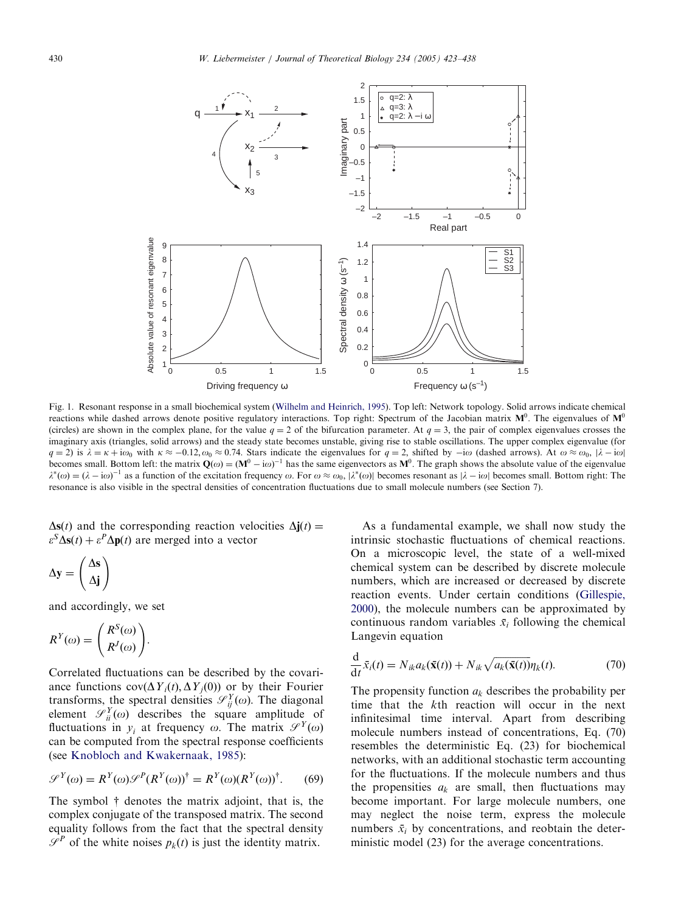Fig. 1. Resonant response in a small biochemical system (Wilhelm and Heinrich, 1995). Top left: Network topology. Solid arrows indicate chemical reactions while dashed arrows denote positive regulatory interactions. Top right: Spectrum of the Jacobian matrix $\mathbf{M}^0$. The eigenvalues of $\mathbf{M}^0$ (circles) are shown in the complex plane, for the value $q = 2$ of the bifurcation parameter. At $q = 3$, the pair of complex eigenvalues crosses the imaginary axis (triangles, solid arrows) and the steady state becomes unstable, giving rise to stable oscillations. The upper complex eigenvalue (for $q = 2$) is $\lambda = \kappa + i\omega_0$ with $\kappa \approx -0.12, \omega_0 \approx 0.74$. Stars indicate the eigenvalues for $q = 2$, shifted by $-i\omega$ (dashed arrows). At $\omega \approx \omega_0$, $|\lambda - i\omega|$ becomes small. Bottom left: the matrix $\mathbf{Q}(\omega) = (\mathbf{M}^0 - i\omega)^{-1}$ has the same eigenvectors as $\mathbf{M}^0$. The graph shows the absolute value of the eigenvalue $\lambda^*(\omega) = (\lambda - i\omega)^{-1}$ as a function of the excitation frequency $\omega$. For $\omega \approx \omega_0$, $|\lambda^*(\omega)|$ becomes resonant as $|\lambda - i\omega|$ becomes small. Bottom right: The resonance is also visible in the spectral densities of concentration fluctuations due to small molecule numbers (see Section 7).

$\Delta\mathbf{s}(t)$ and the corresponding reaction velocities $\Delta\mathbf{j}(t) = \varepsilon^S \Delta\mathbf{s}(t) + \varepsilon^P \Delta\mathbf{p}(t)$ are merged into a vector

$$\Delta\mathbf{y} = \begin{pmatrix} \Delta\mathbf{s} \\ \Delta\mathbf{j} \end{pmatrix}$$

and accordingly, we set

$$R^Y(\omega) = \begin{pmatrix} R^S(\omega) \\ R^J(\omega) \end{pmatrix}.$$

Correlated fluctuations can be described by the covariance functions $\mathrm{cov}(\Delta Y_i(t), \Delta Y_j(0))$ or by their Fourier transforms, the spectral densities $\mathscr{S}^Y_{ij}(\omega)$. The diagonal element $\mathscr{S}^Y_{ii}(\omega)$ describes the square amplitude of fluctuations in $y_i$ at frequency $\omega$. The matrix $\mathscr{S}^Y(\omega)$ can be computed from the spectral response coefficients (see Knobloch and Kwakernaak, 1985):

$$\mathscr{S}^Y(\omega) = R^Y(\omega)\mathscr{S}^P(R^Y(\omega))^\dagger = R^Y(\omega)(R^Y(\omega))^\dagger. \tag{69}$$

The symbol $\dagger$ denotes the matrix adjoint, that is, the complex conjugate of the transposed matrix. The second equality follows from the fact that the spectral density $\mathscr{S}^P$ of the white noises $p_k(t)$ is just the identity matrix.

As a fundamental example, we shall now study the intrinsic stochastic fluctuations of chemical reactions. On a microscopic level, the state of a well-mixed chemical system can be described by discrete molecule numbers, which are increased or decreased by discrete reaction events. Under certain conditions (Gillespie, 2000), the molecule numbers can be approximated by continuous random variables $\bar{x}_i$ following the chemical Langevin equation

$$\frac{\mathrm{d}}{\mathrm{d}t}\bar{x}_i(t) = N_{ik}a_k(\bar{\mathbf{x}}(t)) + N_{ik}\sqrt{a_k(\bar{\mathbf{x}}(t))}\eta_k(t). \tag{70}$$

The propensity function $a_k$ describes the probability per time that the $k$th reaction will occur in the next infinitesimal time interval. Apart from describing molecule numbers instead of concentrations, Eq. (70) resembles the deterministic Eq. (23) for biochemical networks, with an additional stochastic term accounting for the fluctuations. If the molecule numbers and thus the propensities $a_k$ are small, then fluctuations may become important. For large molecule numbers, one may neglect the noise term, express the molecule numbers $\bar{x}_i$ by concentrations, and reobtain the deterministic model (23) for the average concentrations.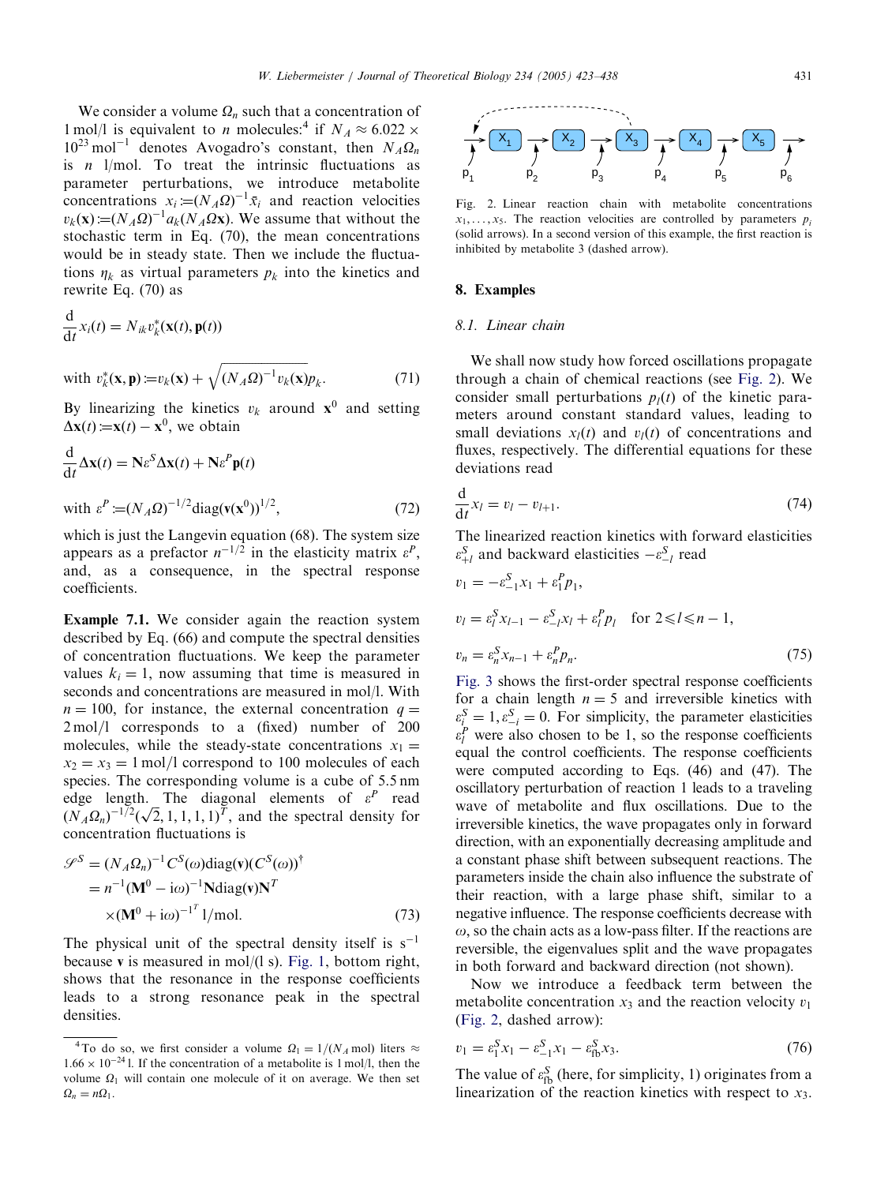We consider a volume $\Omega_n$ such that a concentration of 1 mol/l is equivalent to $n$ molecules:[4] if $N_A \approx 6.022 \times 10^{23}\,\text{mol}^{-1}$ denotes Avogadro's constant, then $N_A \Omega_n$ is $n$ l/mol. To treat the intrinsic fluctuations as parameter perturbations, we introduce metabolite concentrations $x_i := (N_A \Omega)^{-1} \bar{x}_i$ and reaction velocities $v_k(\mathbf{x}) := (N_A \Omega)^{-1} a_k(N_A \Omega \mathbf{x})$. We assume that without the stochastic term in Eq. (70), the mean concentrations would be in steady state. Then we include the fluctuations $\eta_k$ as virtual parameters $p_k$ into the kinetics and rewrite Eq. (70) as

$$\frac{\mathrm{d}}{\mathrm{d}t} x_i(t) = N_{ik} v_k^*(\mathbf{x}(t), \mathbf{p}(t))$$

$$\text{with } v_k^*(\mathbf{x}, \mathbf{p}) := v_k(\mathbf{x}) + \sqrt{(N_A \Omega)^{-1} v_k(\mathbf{x})} p_k. \tag{71}$$

By linearizing the kinetics $v_k$ around $\mathbf{x}^0$ and setting $\Delta\mathbf{x}(t) := \mathbf{x}(t) - \mathbf{x}^0$, we obtain

$$\frac{\mathrm{d}}{\mathrm{d}t} \Delta\mathbf{x}(t) = \mathbf{N}\varepsilon^S \Delta\mathbf{x}(t) + \mathbf{N}\varepsilon^P \mathbf{p}(t)$$

$$\text{with } \varepsilon^P := (N_A \Omega)^{-1/2} \mathrm{diag}(\mathbf{v}(\mathbf{x}^0))^{1/2}, \tag{72}$$

which is just the Langevin equation (68). The system size appears as a prefactor $n^{-1/2}$ in the elasticity matrix $\varepsilon^P$, and, as a consequence, in the spectral response coefficients.

**Example 7.1.** We consider again the reaction system described by Eq. (66) and compute the spectral densities of concentration fluctuations. We keep the parameter values $k_i = 1$, now assuming that time is measured in seconds and concentrations are measured in mol/l. With $n = 100$, for instance, the external concentration $q = 2$ mol/l corresponds to a (fixed) number of 200 molecules, while the steady-state concentrations $x_1 = x_2 = x_3 = 1$ mol/l correspond to 100 molecules of each species. The corresponding volume is a cube of 5.5 nm edge length. The diagonal elements of $\varepsilon^P$ read $(N_A \Omega_n)^{-1/2}(\sqrt{2}, 1, 1, 1, 1)^T$, and the spectral density for concentration fluctuations is

$$\begin{aligned}
\mathscr{S}^S &= (N_A \Omega_n)^{-1} C^S(\omega) \mathrm{diag}(\mathbf{v}) (C^S(\omega))^\dagger \\
&= n^{-1} (\mathbf{M}^0 - \mathrm{i}\omega)^{-1} \mathbf{N} \mathrm{diag}(\mathbf{v}) \mathbf{N}^T \\
&\quad \times (\mathbf{M}^0 + \mathrm{i}\omega)^{-1^T}\, \text{l/mol}.
\end{aligned} \tag{73}$$

The physical unit of the spectral density itself is $\text{s}^{-1}$ because $\mathbf{v}$ is measured in mol/(l s). Fig. 1, bottom right, shows that the resonance in the response coefficients leads to a strong resonance peak in the spectral densities.

Fig. 2. Linear reaction chain with metabolite concentrations $x_1, \ldots, x_5$. The reaction velocities are controlled by parameters $p_i$ (solid arrows). In a second version of this example, the first reaction is inhibited by metabolite 3 (dashed arrow).

## 8. Examples

### 8.1. Linear chain

We shall now study how forced oscillations propagate through a chain of chemical reactions (see Fig. 2). We consider small perturbations $p_l(t)$ of the kinetic parameters around constant standard values, leading to small deviations $x_l(t)$ and $v_l(t)$ of concentrations and fluxes, respectively. The differential equations for these deviations read

$$\frac{\mathrm{d}}{\mathrm{d}t} x_l = v_l - v_{l+1}. \tag{74}$$

The linearized reaction kinetics with forward elasticities $\varepsilon_{+l}^S$ and backward elasticities $-\varepsilon_{-l}^S$ read

$$\begin{aligned}
v_1 &= -\varepsilon_{-1}^S x_1 + \varepsilon_1^P p_1, \\
v_l &= \varepsilon_l^S x_{l-1} - \varepsilon_{-l}^S x_l + \varepsilon_l^P p_l \quad \text{for } 2 \leqslant l \leqslant n-1, \\
v_n &= \varepsilon_n^S x_{n-1} + \varepsilon_n^P p_n.
\end{aligned} \tag{75}$$

Fig. 3 shows the first-order spectral response coefficients for a chain length $n = 5$ and irreversible kinetics with $\varepsilon_i^S = 1, \varepsilon_{-i}^S = 0$. For simplicity, the parameter elasticities $\varepsilon_l^P$ were also chosen to be 1, so the response coefficients equal the control coefficients. The response coefficients were computed according to Eqs. (46) and (47). The oscillatory perturbation of reaction 1 leads to a traveling wave of metabolite and flux oscillations. Due to the irreversible kinetics, the wave propagates only in forward direction, with an exponentially decreasing amplitude and a constant phase shift between subsequent reactions. The parameters inside the chain also influence the substrate of their reaction, with a large phase shift, similar to a negative influence. The response coefficients decrease with $\omega$, so the chain acts as a low-pass filter. If the reactions are reversible, the eigenvalues split and the wave propagates in both forward and backward direction (not shown).

Now we introduce a feedback term between the metabolite concentration $x_3$ and the reaction velocity $v_1$ (Fig. 2, dashed arrow):

$$v_1 = \varepsilon_1^S x_1 - \varepsilon_{-1}^S x_1 - \varepsilon_{\text{fb}}^S x_3. \tag{76}$$

The value of $\varepsilon_{\text{fb}}^S$ (here, for simplicity, 1) originates from a linearization of the reaction kinetics with respect to $x_3$.

---

[4] To do so, we first consider a volume $\Omega_1 = 1/(N_A\,\text{mol})$ liters $\approx 1.66 \times 10^{-24}$ l. If the concentration of a metabolite is 1 mol/l, then the volume $\Omega_1$ will contain one molecule of it on average. We then set $\Omega_n = n\Omega_1$.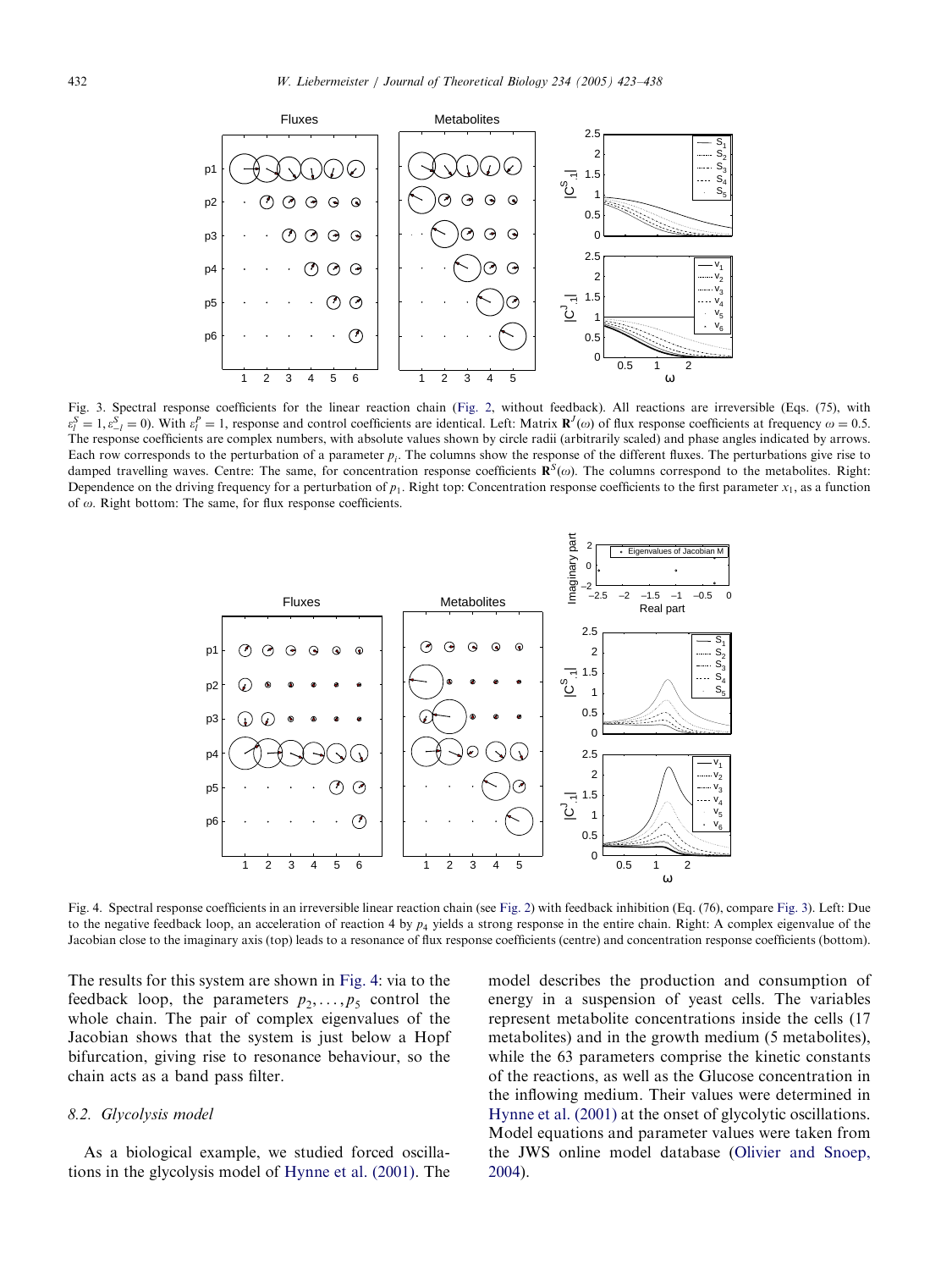Fig. 3. Spectral response coefficients for the linear reaction chain (Fig. 2, without feedback). All reactions are irreversible (Eqs. (75), with $\varepsilon_l^S = 1, \varepsilon_{-l}^S = 0$). With $\varepsilon_l^P = 1$, response and control coefficients are identical. Left: Matrix $\mathbf{R}^J(\omega)$ of flux response coefficients at frequency $\omega = 0.5$. The response coefficients are complex numbers, with absolute values shown by circle radii (arbitrarily scaled) and phase angles indicated by arrows. Each row corresponds to the perturbation of a parameter $p_i$. The columns show the response of the different fluxes. The perturbations give rise to damped travelling waves. Centre: The same, for concentration response coefficients $\mathbf{R}^S(\omega)$. The columns correspond to the metabolites. Right: Dependence on the driving frequency for a perturbation of $p_1$. Right top: Concentration response coefficients to the first parameter $x_1$, as a function of $\omega$. Right bottom: The same, for flux response coefficients.

Fig. 4. Spectral response coefficients in an irreversible linear reaction chain (see Fig. 2) with feedback inhibition (Eq. (76), compare Fig. 3). Left: Due to the negative feedback loop, an acceleration of reaction 4 by $p_4$ yields a strong response in the entire chain. Right: A complex eigenvalue of the Jacobian close to the imaginary axis (top) leads to a resonance of flux response coefficients (centre) and concentration response coefficients (bottom).

The results for this system are shown in Fig. 4: via to the feedback loop, the parameters $p_2, \ldots, p_5$ control the whole chain. The pair of complex eigenvalues of the Jacobian shows that the system is just below a Hopf bifurcation, giving rise to resonance behaviour, so the chain acts as a band pass filter.

### 8.2. Glycolysis model

As a biological example, we studied forced oscillations in the glycolysis model of Hynne et al. (2001). The model describes the production and consumption of energy in a suspension of yeast cells. The variables represent metabolite concentrations inside the cells (17 metabolites) and in the growth medium (5 metabolites), while the 63 parameters comprise the kinetic constants of the reactions, as well as the Glucose concentration in the inflowing medium. Their values were determined in Hynne et al. (2001) at the onset of glycolytic oscillations. Model equations and parameter values were taken from the JWS online model database (Olivier and Snoep, 2004).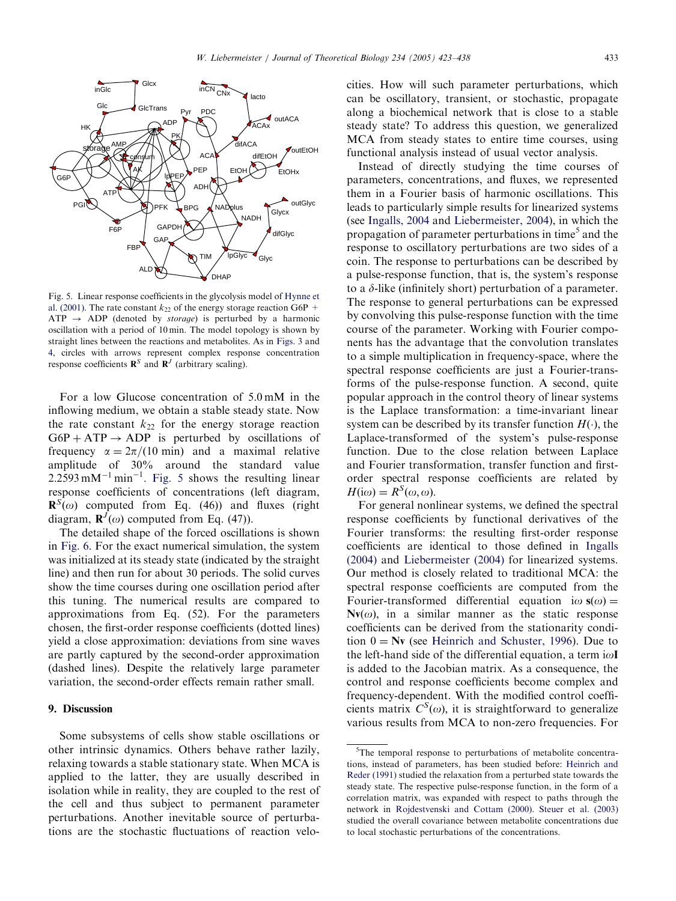Fig. 5. Linear response coefficients in the glycolysis model of Hynne et al. (2001). The rate constant $k_{22}$ of the energy storage reaction G6P + ATP $\rightarrow$ ADP (denoted by *storage*) is perturbed by a harmonic oscillation with a period of 10 min. The model topology is shown by straight lines between the reactions and metabolites. As in Figs. 3 and 4, circles with arrows represent complex response concentration response coefficients $\mathbf{R}^S$ and $\mathbf{R}^J$ (arbitrary scaling).

For a low Glucose concentration of 5.0 mM in the inflowing medium, we obtain a stable steady state. Now the rate constant $k_{22}$ for the energy storage reaction $\mathrm{G6P} + \mathrm{ATP} \rightarrow \mathrm{ADP}$ is perturbed by oscillations of frequency $\alpha = 2\pi/(10\ \mathrm{min})$ and a maximal relative amplitude of 30% around the standard value $2.2593\ \mathrm{mM}^{-1}\ \mathrm{min}^{-1}$. Fig. 5 shows the resulting linear response coefficients of concentrations (left diagram, $\mathbf{R}^S(\omega)$ computed from Eq. (46)) and fluxes (right diagram, $\mathbf{R}^J(\omega)$ computed from Eq. (47)).

The detailed shape of the forced oscillations is shown in Fig. 6. For the exact numerical simulation, the system was initialized at its steady state (indicated by the straight line) and then run for about 30 periods. The solid curves show the time courses during one oscillation period after this tuning. The numerical results are compared to approximations from Eq. (52). For the parameters chosen, the first-order response coefficients (dotted lines) yield a close approximation: deviations from sine waves are partly captured by the second-order approximation (dashed lines). Despite the relatively large parameter variation, the second-order effects remain rather small.

## 9. Discussion

Some subsystems of cells show stable oscillations or other intrinsic dynamics. Others behave rather lazily, relaxing towards a stable stationary state. When MCA is applied to the latter, they are usually described in isolation while in reality, they are coupled to the rest of the cell and thus subject to permanent parameter perturbations. Another inevitable source of perturbations are the stochastic fluctuations of reaction velocities. How will such parameter perturbations, which can be oscillatory, transient, or stochastic, propagate along a biochemical network that is close to a stable steady state? To address this question, we generalized MCA from steady states to entire time courses, using functional analysis instead of usual vector analysis.

Instead of directly studying the time courses of parameters, concentrations, and fluxes, we represented them in a Fourier basis of harmonic oscillations. This leads to particularly simple results for linearized systems (see Ingalls, 2004 and Liebermeister, 2004), in which the propagation of parameter perturbations in time[5] and the response to oscillatory perturbations are two sides of a coin. The response to perturbations can be described by a pulse-response function, that is, the system's response to a $\delta$-like (infinitely short) perturbation of a parameter. The response to general perturbations can be expressed by convolving this pulse-response function with the time course of the parameter. Working with Fourier components has the advantage that the convolution translates to a simple multiplication in frequency-space, where the spectral response coefficients are just a Fourier-transforms of the pulse-response function. A second, quite popular approach in the control theory of linear systems is the Laplace transformation: a time-invariant linear system can be described by its transfer function $H(\cdot)$, the Laplace-transformed of the system's pulse-response function. Due to the close relation between Laplace and Fourier transformation, transfer function and first-order spectral response coefficients are related by $H(\mathrm{i}\omega) = R^S(\omega, \omega)$.

For general nonlinear systems, we defined the spectral response coefficients by functional derivatives of the Fourier transforms: the resulting first-order response coefficients are identical to those defined in Ingalls (2004) and Liebermeister (2004) for linearized systems. Our method is closely related to traditional MCA: the spectral response coefficients are computed from the Fourier-transformed differential equation $\mathrm{i}\omega\,\mathbf{s}(\omega) = \mathbf{N}\mathbf{v}(\omega)$, in a similar manner as the static response coefficients can be derived from the stationarity condition $0 = \mathbf{N}\mathbf{v}$ (see Heinrich and Schuster, 1996). Due to the left-hand side of the differential equation, a term $\mathrm{i}\omega\mathbf{I}$ is added to the Jacobian matrix. As a consequence, the control and response coefficients become complex and frequency-dependent. With the modified control coefficients matrix $C^S(\omega)$, it is straightforward to generalize various results from MCA to non-zero frequencies. For

[5]The temporal response to perturbations of metabolite concentrations, instead of parameters, has been studied before: Heinrich and Reder (1991) studied the relaxation from a perturbed state towards the steady state. The respective pulse-response function, in the form of a correlation matrix, was expanded with respect to paths through the network in Rojdestvenski and Cottam (2000). Steuer et al. (2003) studied the overall covariance between metabolite concentrations due to local stochastic perturbations of the concentrations.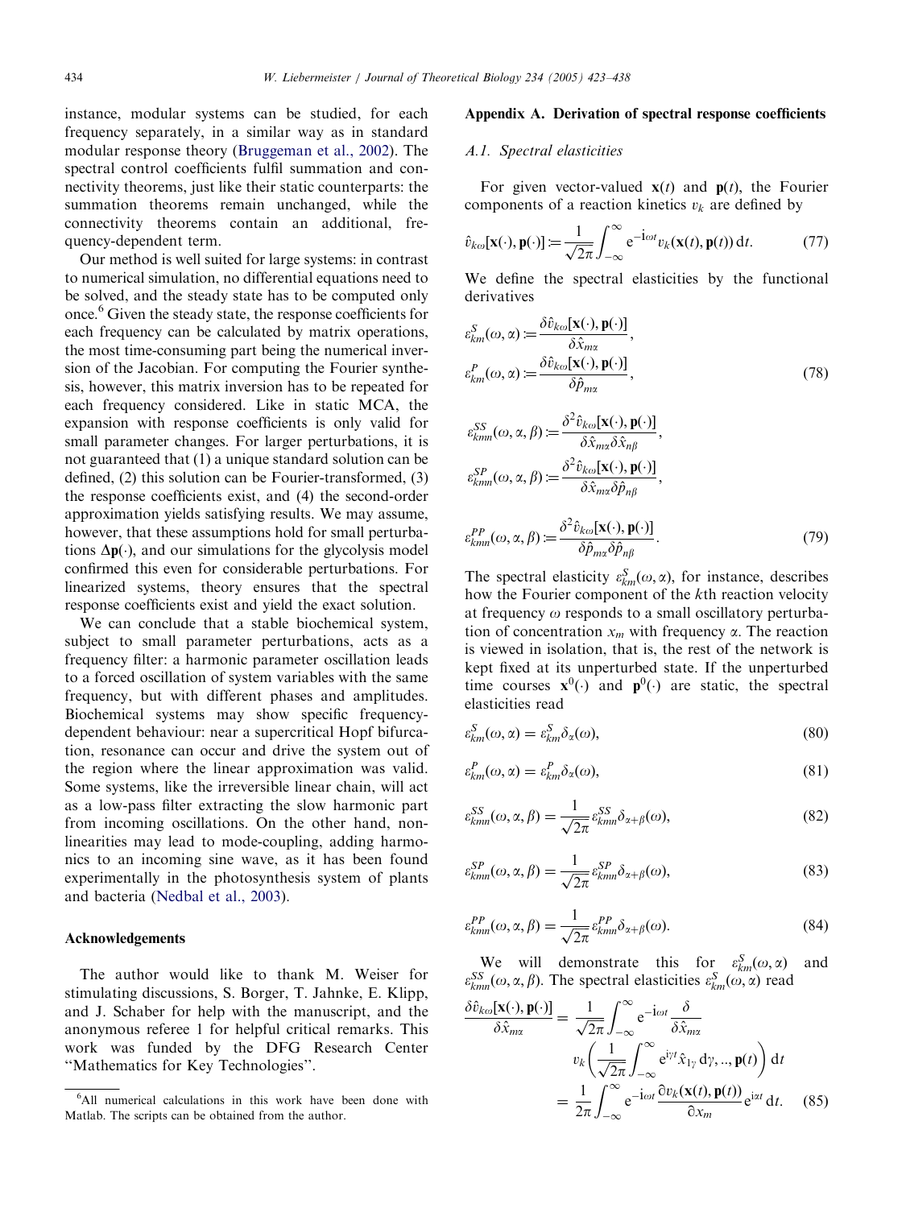instance, modular systems can be studied, for each frequency separately, in a similar way as in standard modular response theory (Bruggeman et al., 2002). The spectral control coefficients fulfil summation and connectivity theorems, just like their static counterparts: the summation theorems remain unchanged, while the connectivity theorems contain an additional, frequency-dependent term.

Our method is well suited for large systems: in contrast to numerical simulation, no differential equations need to be solved, and the steady state has to be computed only once.[6] Given the steady state, the response coefficients for each frequency can be calculated by matrix operations, the most time-consuming part being the numerical inversion of the Jacobian. For computing the Fourier synthesis, however, this matrix inversion has to be repeated for each frequency considered. Like in static MCA, the expansion with response coefficients is only valid for small parameter changes. For larger perturbations, it is not guaranteed that (1) a unique standard solution can be defined, (2) this solution can be Fourier-transformed, (3) the response coefficients exist, and (4) the second-order approximation yields satisfying results. We may assume, however, that these assumptions hold for small perturbations $\Delta\mathbf{p}(\cdot)$, and our simulations for the glycolysis model confirmed this even for considerable perturbations. For linearized systems, theory ensures that the spectral response coefficients exist and yield the exact solution.

We can conclude that a stable biochemical system, subject to small parameter perturbations, acts as a frequency filter: a harmonic parameter oscillation leads to a forced oscillation of system variables with the same frequency, but with different phases and amplitudes. Biochemical systems may show specific frequency-dependent behaviour: near a supercritical Hopf bifurcation, resonance can occur and drive the system out of the region where the linear approximation was valid. Some systems, like the irreversible linear chain, will act as a low-pass filter extracting the slow harmonic part from incoming oscillations. On the other hand, nonlinearities may lead to mode-coupling, adding harmonics to an incoming sine wave, as it has been found experimentally in the photosynthesis system of plants and bacteria (Nedbal et al., 2003).

## Acknowledgements

The author would like to thank M. Weiser for stimulating discussions, S. Borger, T. Jahnke, E. Klipp, and J. Schaber for help with the manuscript, and the anonymous referee 1 for helpful critical remarks. This work was funded by the DFG Research Center "Mathematics for Key Technologies".

[6] All numerical calculations in this work have been done with Matlab. The scripts can be obtained from the author.

## Appendix A. Derivation of spectral response coefficients

### A.1. Spectral elasticities

For given vector-valued $\mathbf{x}(t)$ and $\mathbf{p}(t)$, the Fourier components of a reaction kinetics $v_k$ are defined by

$$\hat{v}_{k\omega}[\mathbf{x}(\cdot),\mathbf{p}(\cdot)] := \frac{1}{\sqrt{2\pi}}\int_{-\infty}^{\infty} \mathrm{e}^{-\mathrm{i}\omega t} v_k(\mathbf{x}(t),\mathbf{p}(t))\,\mathrm{d}t. \tag{77}$$

We define the spectral elasticities by the functional derivatives

$$\varepsilon^S_{km}(\omega,\alpha) := \frac{\delta \hat{v}_{k\omega}[\mathbf{x}(\cdot),\mathbf{p}(\cdot)]}{\delta \hat{x}_{m\alpha}},$$
$$\varepsilon^P_{km}(\omega,\alpha) := \frac{\delta \hat{v}_{k\omega}[\mathbf{x}(\cdot),\mathbf{p}(\cdot)]}{\delta \hat{p}_{m\alpha}}, \tag{78}$$

$$\varepsilon^{SS}_{kmn}(\omega,\alpha,\beta) := \frac{\delta^2 \hat{v}_{k\omega}[\mathbf{x}(\cdot),\mathbf{p}(\cdot)]}{\delta \hat{x}_{m\alpha}\delta \hat{x}_{n\beta}},$$
$$\varepsilon^{SP}_{kmn}(\omega,\alpha,\beta) := \frac{\delta^2 \hat{v}_{k\omega}[\mathbf{x}(\cdot),\mathbf{p}(\cdot)]}{\delta \hat{x}_{m\alpha}\delta \hat{p}_{n\beta}},$$

$$\varepsilon^{PP}_{kmn}(\omega,\alpha,\beta) := \frac{\delta^2 \hat{v}_{k\omega}[\mathbf{x}(\cdot),\mathbf{p}(\cdot)]}{\delta \hat{p}_{m\alpha}\delta \hat{p}_{n\beta}}. \tag{79}$$

The spectral elasticity $\varepsilon^S_{km}(\omega,\alpha)$, for instance, describes how the Fourier component of the $k$th reaction velocity at frequency $\omega$ responds to a small oscillatory perturbation of concentration $x_m$ with frequency $\alpha$. The reaction is viewed in isolation, that is, the rest of the network is kept fixed at its unperturbed state. If the unperturbed time courses $\mathbf{x}^0(\cdot)$ and $\mathbf{p}^0(\cdot)$ are static, the spectral elasticities read

$$\varepsilon^S_{km}(\omega,\alpha) = \varepsilon^S_{km}\delta_\alpha(\omega), \tag{80}$$

$$\varepsilon^P_{km}(\omega,\alpha) = \varepsilon^P_{km}\delta_\alpha(\omega), \tag{81}$$

$$\varepsilon^{SS}_{kmn}(\omega,\alpha,\beta) = \frac{1}{\sqrt{2\pi}}\varepsilon^{SS}_{kmn}\delta_{\alpha+\beta}(\omega), \tag{82}$$

$$\varepsilon^{SP}_{kmn}(\omega,\alpha,\beta) = \frac{1}{\sqrt{2\pi}}\varepsilon^{SP}_{kmn}\delta_{\alpha+\beta}(\omega), \tag{83}$$

$$\varepsilon^{PP}_{kmn}(\omega,\alpha,\beta) = \frac{1}{\sqrt{2\pi}}\varepsilon^{PP}_{kmn}\delta_{\alpha+\beta}(\omega). \tag{84}$$

We will demonstrate this for $\varepsilon^S_{km}(\omega,\alpha)$ and $\varepsilon^{SS}_{kmn}(\omega,\alpha,\beta)$. The spectral elasticities $\varepsilon^S_{km}(\omega,\alpha)$ read

$$\begin{aligned}\frac{\delta \hat{v}_{k\omega}[\mathbf{x}(\cdot),\mathbf{p}(\cdot)]}{\delta \hat{x}_{m\alpha}} &= \frac{1}{\sqrt{2\pi}}\int_{-\infty}^{\infty} \mathrm{e}^{-\mathrm{i}\omega t}\frac{\delta}{\delta \hat{x}_{m\alpha}} \\ &\quad v_k\left(\frac{1}{\sqrt{2\pi}}\int_{-\infty}^{\infty}\mathrm{e}^{\mathrm{i}\gamma t}\hat{x}_{1\gamma}\,\mathrm{d}\gamma, .., \mathbf{p}(t)\right)\mathrm{d}t \\ &= \frac{1}{2\pi}\int_{-\infty}^{\infty}\mathrm{e}^{-\mathrm{i}\omega t}\frac{\partial v_k(\mathbf{x}(t),\mathbf{p}(t))}{\partial x_m}\mathrm{e}^{\mathrm{i}\alpha t}\,\mathrm{d}t.\end{aligned} \tag{85}$$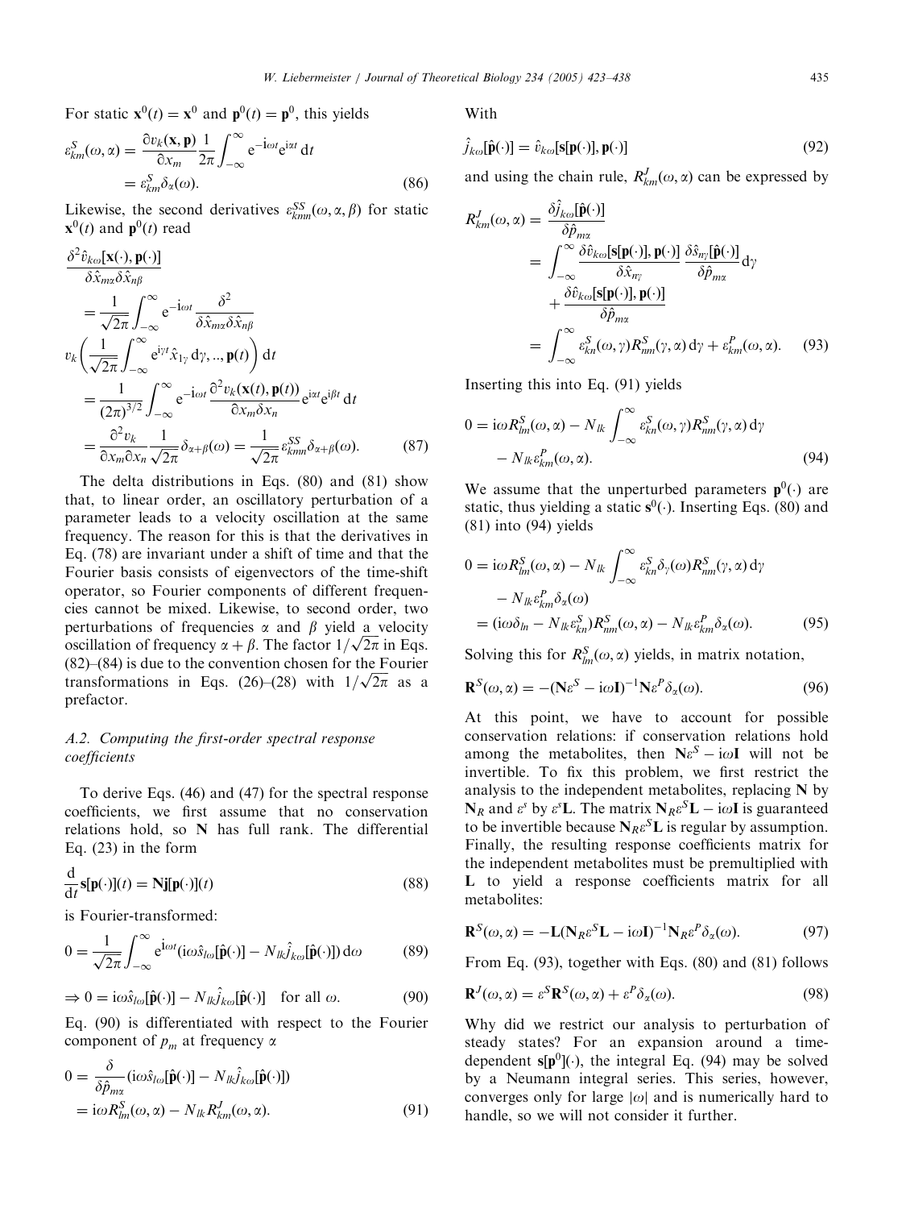For static $\mathbf{x}^0(t) = \mathbf{x}^0$ and $\mathbf{p}^0(t) = \mathbf{p}^0$, this yields

$$\varepsilon^S_{km}(\omega,\alpha) = \frac{\partial v_k(\mathbf{x},\mathbf{p})}{\partial x_m}\frac{1}{2\pi}\int_{-\infty}^{\infty} \mathrm{e}^{-\mathrm{i}\omega t}\mathrm{e}^{\mathrm{i}\alpha t}\,\mathrm{d}t = \varepsilon^S_{km}\delta_\alpha(\omega). \tag{86}$$

Likewise, the second derivatives $\varepsilon^{SS}_{kmn}(\omega,\alpha,\beta)$ for static $\mathbf{x}^0(t)$ and $\mathbf{p}^0(t)$ read

$$\begin{aligned}
&\frac{\delta^2 \hat{v}_{k\omega}[\mathbf{x}(\cdot),\mathbf{p}(\cdot)]}{\delta\hat{x}_{m\alpha}\delta\hat{x}_{n\beta}} \\
&= \frac{1}{\sqrt{2\pi}}\int_{-\infty}^{\infty} \mathrm{e}^{-\mathrm{i}\omega t}\frac{\delta^2}{\delta\hat{x}_{m\alpha}\delta\hat{x}_{n\beta}} v_k\left(\frac{1}{\sqrt{2\pi}}\int_{-\infty}^{\infty}\mathrm{e}^{\mathrm{i}\gamma t}\hat{x}_{1\gamma}\,\mathrm{d}\gamma, .., \mathbf{p}(t)\right)\mathrm{d}t \\
&= \frac{1}{(2\pi)^{3/2}}\int_{-\infty}^{\infty} \mathrm{e}^{-\mathrm{i}\omega t}\frac{\partial^2 v_k(\mathbf{x}(t),\mathbf{p}(t))}{\partial x_m\delta x_n}\mathrm{e}^{\mathrm{i}\alpha t}\mathrm{e}^{\mathrm{i}\beta t}\,\mathrm{d}t \\
&= \frac{\partial^2 v_k}{\partial x_m \partial x_n}\frac{1}{\sqrt{2\pi}}\delta_{\alpha+\beta}(\omega) = \frac{1}{\sqrt{2\pi}}\varepsilon^{SS}_{kmn}\delta_{\alpha+\beta}(\omega).
\end{aligned} \tag{87}$$

The delta distributions in Eqs. (80) and (81) show that, to linear order, an oscillatory perturbation of a parameter leads to a velocity oscillation at the same frequency. The reason for this is that the derivatives in Eq. (78) are invariant under a shift of time and that the Fourier basis consists of eigenvectors of the time-shift operator, so Fourier components of different frequencies cannot be mixed. Likewise, to second order, two perturbations of frequencies $\alpha$ and $\beta$ yield a velocity oscillation of frequency $\alpha+\beta$. The factor $1/\sqrt{2\pi}$ in Eqs. (82)–(84) is due to the convention chosen for the Fourier transformations in Eqs. (26)–(28) with $1/\sqrt{2\pi}$ as a prefactor.

### A.2. Computing the first-order spectral response coefficients

To derive Eqs. (46) and (47) for the spectral response coefficients, we first assume that no conservation relations hold, so $\mathbf{N}$ has full rank. The differential Eq. (23) in the form

$$\frac{\mathrm{d}}{\mathrm{d}t}\mathbf{s}[\mathbf{p}(\cdot)](t) = \mathbf{N}\mathbf{j}[\mathbf{p}(\cdot)](t) \tag{88}$$

is Fourier-transformed:

$$0 = \frac{1}{\sqrt{2\pi}}\int_{-\infty}^{\infty}\mathrm{e}^{\mathrm{i}\omega t}(\mathrm{i}\omega\hat{s}_{l\omega}[\hat{\mathbf{p}}(\cdot)] - N_{lk}\hat{j}_{k\omega}[\hat{\mathbf{p}}(\cdot)])\,\mathrm{d}\omega \tag{89}$$

$$\Rightarrow 0 = \mathrm{i}\omega\hat{s}_{l\omega}[\hat{\mathbf{p}}(\cdot)] - N_{lk}\hat{j}_{k\omega}[\hat{\mathbf{p}}(\cdot)] \quad \text{for all } \omega. \tag{90}$$

Eq. (90) is differentiated with respect to the Fourier component of $p_m$ at frequency $\alpha$

$$\begin{aligned}
0 &= \frac{\delta}{\delta\hat{p}_{m\alpha}}(\mathrm{i}\omega\hat{s}_{l\omega}[\hat{\mathbf{p}}(\cdot)] - N_{lk}\hat{j}_{k\omega}[\hat{\mathbf{p}}(\cdot)]) \\
&= \mathrm{i}\omega R^S_{lm}(\omega,\alpha) - N_{lk}R^J_{km}(\omega,\alpha).
\end{aligned} \tag{91}$$

With

$$\hat{j}_{k\omega}[\hat{\mathbf{p}}(\cdot)] = \hat{v}_{k\omega}[\mathbf{s}[\mathbf{p}(\cdot)],\mathbf{p}(\cdot)] \tag{92}$$

and using the chain rule, $R^J_{km}(\omega,\alpha)$ can be expressed by

$$\begin{aligned}
R^J_{km}(\omega,\alpha) &= \frac{\delta\hat{j}_{k\omega}[\hat{\mathbf{p}}(\cdot)]}{\delta\hat{p}_{m\alpha}} \\
&= \int_{-\infty}^{\infty}\frac{\delta\hat{v}_{k\omega}[\mathbf{s}[\mathbf{p}(\cdot)],\mathbf{p}(\cdot)]}{\delta\hat{x}_{n\gamma}}\frac{\delta\hat{s}_{n\gamma}[\hat{\mathbf{p}}(\cdot)]}{\delta\hat{p}_{m\alpha}}\,\mathrm{d}\gamma + \frac{\delta\hat{v}_{k\omega}[\mathbf{s}[\mathbf{p}(\cdot)],\mathbf{p}(\cdot)]}{\delta\hat{p}_{m\alpha}} \\
&= \int_{-\infty}^{\infty}\varepsilon^S_{kn}(\omega,\gamma)R^S_{nm}(\gamma,\alpha)\,\mathrm{d}\gamma + \varepsilon^P_{km}(\omega,\alpha).
\end{aligned} \tag{93}$$

Inserting this into Eq. (91) yields

$$0 = \mathrm{i}\omega R^S_{lm}(\omega,\alpha) - N_{lk}\int_{-\infty}^{\infty}\varepsilon^S_{kn}(\omega,\gamma)R^S_{nm}(\gamma,\alpha)\,\mathrm{d}\gamma - N_{lk}\varepsilon^P_{km}(\omega,\alpha). \tag{94}$$

We assume that the unperturbed parameters $\mathbf{p}^0(\cdot)$ are static, thus yielding a static $\mathbf{s}^0(\cdot)$. Inserting Eqs. (80) and (81) into (94) yields

$$\begin{aligned}
0 &= \mathrm{i}\omega R^S_{lm}(\omega,\alpha) - N_{lk}\int_{-\infty}^{\infty}\varepsilon^S_{kn}\delta_\gamma(\omega)R^S_{nm}(\gamma,\alpha)\,\mathrm{d}\gamma - N_{lk}\varepsilon^P_{km}\delta_\alpha(\omega) \\
&= (\mathrm{i}\omega\delta_{ln} - N_{lk}\varepsilon^S_{kn})R^S_{nm}(\omega,\alpha) - N_{lk}\varepsilon^P_{km}\delta_\alpha(\omega).
\end{aligned} \tag{95}$$

Solving this for $R^S_{lm}(\omega,\alpha)$ yields, in matrix notation,

$$\mathbf{R}^S(\omega,\alpha) = -(\mathbf{N}\varepsilon^S - \mathrm{i}\omega\mathbf{I})^{-1}\mathbf{N}\varepsilon^P\delta_\alpha(\omega). \tag{96}$$

At this point, we have to account for possible conservation relations: if conservation relations hold among the metabolites, then $\mathbf{N}\varepsilon^S - \mathrm{i}\omega\mathbf{I}$ will not be invertible. To fix this problem, we first restrict the analysis to the independent metabolites, replacing $\mathbf{N}$ by $\mathbf{N}_R$ and $\varepsilon^s$ by $\varepsilon^s\mathbf{L}$. The matrix $\mathbf{N}_R\varepsilon^S\mathbf{L} - \mathrm{i}\omega\mathbf{I}$ is guaranteed to be invertible because $\mathbf{N}_R\varepsilon^S\mathbf{L}$ is regular by assumption. Finally, the resulting response coefficients matrix for the independent metabolites must be premultiplied with $\mathbf{L}$ to yield a response coefficients matrix for all metabolites:

$$\mathbf{R}^S(\omega,\alpha) = -\mathbf{L}(\mathbf{N}_R\varepsilon^S\mathbf{L} - \mathrm{i}\omega\mathbf{I})^{-1}\mathbf{N}_R\varepsilon^P\delta_\alpha(\omega). \tag{97}$$

From Eq. (93), together with Eqs. (80) and (81) follows

$$\mathbf{R}^J(\omega,\alpha) = \varepsilon^S\mathbf{R}^S(\omega,\alpha) + \varepsilon^P\delta_\alpha(\omega). \tag{98}$$

Why did we restrict our analysis to perturbation of steady states? For an expansion around a time-dependent $\mathbf{s}[\mathbf{p}^0](\cdot)$, the integral Eq. (94) may be solved by a Neumann integral series. This series, however, converges only for large $|\omega|$ and is numerically hard to handle, so we will not consider it further.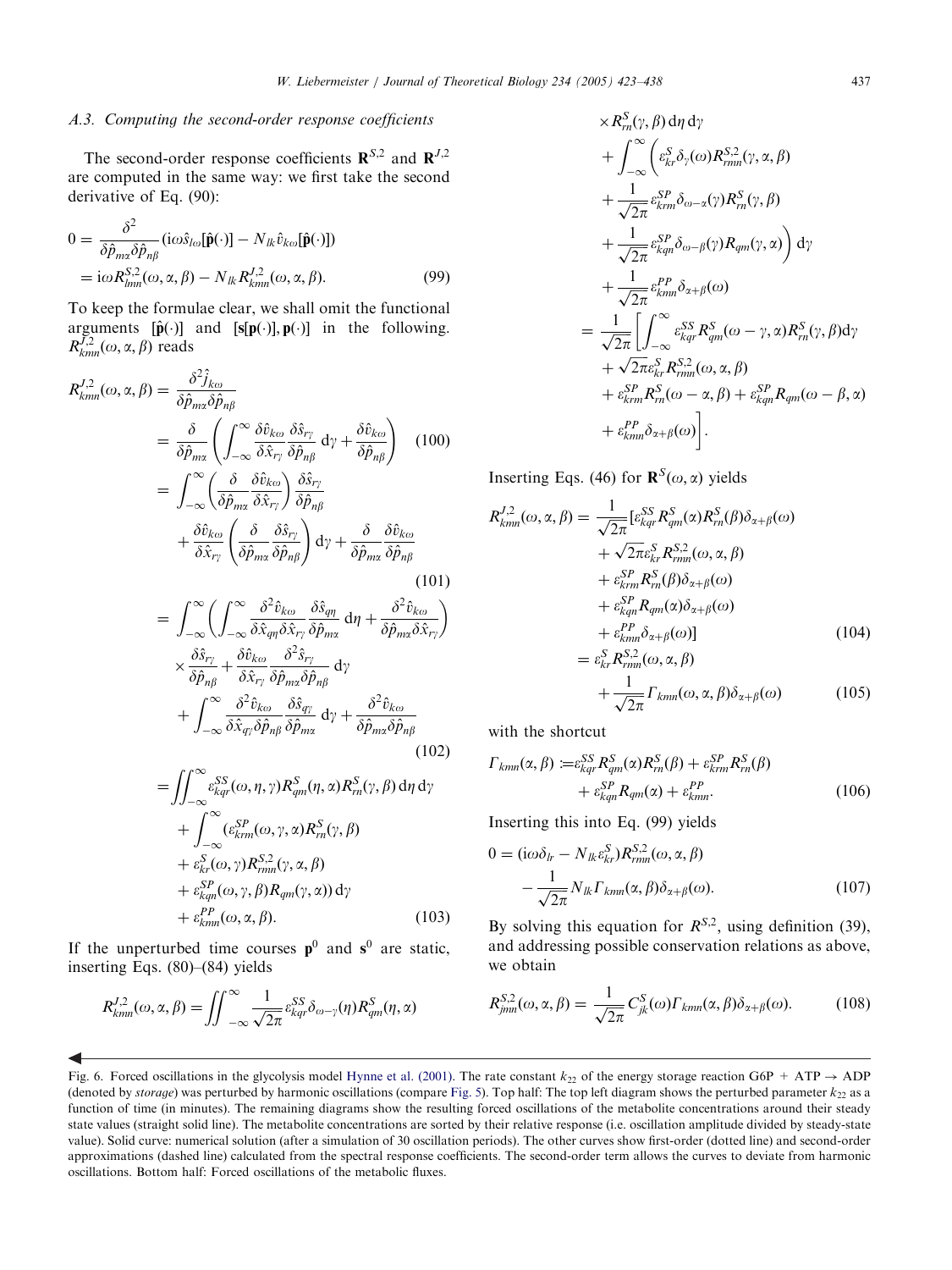### A.3. Computing the second-order response coefficients

The second-order response coefficients $\mathbf{R}^{S,2}$ and $\mathbf{R}^{J,2}$ are computed in the same way: we first take the second derivative of Eq. (90):

$$
\begin{aligned}
0 &= \frac{\delta^2}{\delta \hat{p}_{m\alpha}\delta \hat{p}_{n\beta}}(\mathrm{i}\omega \hat{s}_{l\omega}[\hat{\mathbf{p}}(\cdot)] - N_{lk}\hat{v}_{k\omega}[\hat{\mathbf{p}}(\cdot)]) \\
&= \mathrm{i}\omega R^{S,2}_{lmn}(\omega,\alpha,\beta) - N_{lk}R^{J,2}_{kmn}(\omega,\alpha,\beta). \qquad (99)
\end{aligned}
$$

To keep the formulae clear, we shall omit the functional arguments $[\hat{\mathbf{p}}(\cdot)]$ and $[\mathbf{s}[\mathbf{p}(\cdot)],\mathbf{p}(\cdot)]$ in the following. $R^{J,2}_{kmn}(\omega,\alpha,\beta)$ reads

$$
\begin{aligned}
R^{J,2}_{kmn}(\omega,\alpha,\beta) &= \frac{\delta^2 \hat{j}_{k\omega}}{\delta \hat{p}_{m\alpha}\delta \hat{p}_{n\beta}} \\
&= \frac{\delta}{\delta \hat{p}_{m\alpha}}\left(\int_{-\infty}^{\infty}\frac{\delta \hat{v}_{k\omega}}{\delta \hat{x}_{r\gamma}}\frac{\delta \hat{s}_{r\gamma}}{\delta \hat{p}_{n\beta}}\,\mathrm{d}\gamma + \frac{\delta \hat{v}_{k\omega}}{\delta \hat{p}_{n\beta}}\right) \qquad (100) \\
&= \int_{-\infty}^{\infty}\left(\frac{\delta}{\delta \hat{p}_{m\alpha}}\frac{\delta \hat{v}_{k\omega}}{\delta \hat{x}_{r\gamma}}\right)\frac{\delta \hat{s}_{r\gamma}}{\delta \hat{p}_{n\beta}} \\
&\quad + \frac{\delta \hat{v}_{k\omega}}{\delta \hat{x}_{r\gamma}}\left(\frac{\delta}{\delta \hat{p}_{m\alpha}}\frac{\delta \hat{s}_{r\gamma}}{\delta \hat{p}_{n\beta}}\right)\mathrm{d}\gamma + \frac{\delta}{\delta \hat{p}_{m\alpha}}\frac{\delta \hat{v}_{k\omega}}{\delta \hat{p}_{n\beta}} \qquad (101) \\
&= \int_{-\infty}^{\infty}\left(\int_{-\infty}^{\infty}\frac{\delta^2 \hat{v}_{k\omega}}{\delta \hat{x}_{q\eta}\delta \hat{x}_{r\gamma}}\frac{\delta \hat{s}_{q\eta}}{\delta \hat{p}_{m\alpha}}\,\mathrm{d}\eta + \frac{\delta^2 \hat{v}_{k\omega}}{\delta \hat{p}_{m\alpha}\delta \hat{x}_{r\gamma}}\right) \\
&\quad \times \frac{\delta \hat{s}_{r\gamma}}{\delta \hat{p}_{n\beta}} + \frac{\delta \hat{v}_{k\omega}}{\delta \hat{x}_{r\gamma}}\frac{\delta^2 \hat{s}_{r\gamma}}{\delta \hat{p}_{m\alpha}\delta \hat{p}_{n\beta}}\,\mathrm{d}\gamma \\
&\quad + \int_{-\infty}^{\infty}\frac{\delta^2 \hat{v}_{k\omega}}{\delta \hat{x}_{q\gamma}\delta \hat{p}_{n\beta}}\frac{\delta \hat{s}_{q\gamma}}{\delta \hat{p}_{m\alpha}}\,\mathrm{d}\gamma + \frac{\delta^2 \hat{v}_{k\omega}}{\delta \hat{p}_{m\alpha}\delta \hat{p}_{n\beta}} \qquad (102) \\
&= \iint_{-\infty}^{\infty}\varepsilon^{SS}_{kqr}(\omega,\eta,\gamma)R^S_{qm}(\eta,\alpha)R^S_{rn}(\gamma,\beta)\,\mathrm{d}\eta\,\mathrm{d}\gamma \\
&\quad + \int_{-\infty}^{\infty}(\varepsilon^{SP}_{krm}(\omega,\gamma,\alpha)R^S_{rn}(\gamma,\beta) \\
&\quad + \varepsilon^S_{kr}(\omega,\gamma)R^{S,2}_{rmn}(\gamma,\alpha,\beta) \\
&\quad + \varepsilon^{SP}_{kqn}(\omega,\gamma,\beta)R_{qm}(\gamma,\alpha))\,\mathrm{d}\gamma \\
&\quad + \varepsilon^{PP}_{kmn}(\omega,\alpha,\beta). \qquad (103)
\end{aligned}
$$

If the unperturbed time courses $\mathbf{p}^0$ and $\mathbf{s}^0$ are static, inserting Eqs. (80)–(84) yields

$$
\begin{aligned}
R^{J,2}_{kmn}(\omega,\alpha,\beta) &= \iint_{-\infty}^{\infty}\frac{1}{\sqrt{2\pi}}\varepsilon^{SS}_{kqr}\delta_{\omega-\gamma}(\eta)R^S_{qm}(\eta,\alpha) \\
&\quad \times R^S_{rn}(\gamma,\beta)\,\mathrm{d}\eta\,\mathrm{d}\gamma \\
&\quad + \int_{-\infty}^{\infty}\left(\varepsilon^S_{kr}\delta_\gamma(\omega)R^{S,2}_{rmn}(\gamma,\alpha,\beta)\right. \\
&\quad + \frac{1}{\sqrt{2\pi}}\varepsilon^{SP}_{krm}\delta_{\omega-\alpha}(\gamma)R^S_{rn}(\gamma,\beta) \\
&\quad \left. + \frac{1}{\sqrt{2\pi}}\varepsilon^{SP}_{kqn}\delta_{\omega-\beta}(\gamma)R_{qm}(\gamma,\alpha)\right)\mathrm{d}\gamma \\
&\quad + \frac{1}{\sqrt{2\pi}}\varepsilon^{PP}_{kmn}\delta_{\alpha+\beta}(\omega) \\
&= \frac{1}{\sqrt{2\pi}}\left[\int_{-\infty}^{\infty}\varepsilon^{SS}_{kqr}R^S_{qm}(\omega-\gamma,\alpha)R^S_{rn}(\gamma,\beta)\mathrm{d}\gamma\right. \\
&\quad + \sqrt{2\pi}\varepsilon^S_{kr}R^{S,2}_{rmn}(\omega,\alpha,\beta) \\
&\quad + \varepsilon^{SP}_{krm}R^S_{rn}(\omega-\alpha,\beta) + \varepsilon^{SP}_{kqn}R_{qm}(\omega-\beta,\alpha) \\
&\quad \left. + \varepsilon^{PP}_{kmn}\delta_{\alpha+\beta}(\omega)\right].
\end{aligned}
$$

Inserting Eqs. (46) for $\mathbf{R}^S(\omega,\alpha)$ yields

$$
\begin{aligned}
R^{J,2}_{kmn}(\omega,\alpha,\beta) &= \frac{1}{\sqrt{2\pi}}[\varepsilon^{SS}_{kqr}R^S_{qm}(\alpha)R^S_{rn}(\beta)\delta_{\alpha+\beta}(\omega) \\
&\quad + \sqrt{2\pi}\varepsilon^S_{kr}R^{S,2}_{rmn}(\omega,\alpha,\beta) \\
&\quad + \varepsilon^{SP}_{krm}R^S_{rn}(\beta)\delta_{\alpha+\beta}(\omega) \\
&\quad + \varepsilon^{SP}_{kqn}R_{qm}(\alpha)\delta_{\alpha+\beta}(\omega) \\
&\quad + \varepsilon^{PP}_{kmn}\delta_{\alpha+\beta}(\omega)] \qquad (104) \\
&= \varepsilon^S_{kr}R^{S,2}_{rmn}(\omega,\alpha,\beta) \\
&\quad + \frac{1}{\sqrt{2\pi}}\Gamma_{kmn}(\omega,\alpha,\beta)\delta_{\alpha+\beta}(\omega) \qquad (105)
\end{aligned}
$$

with the shortcut

$$
\begin{aligned}
\Gamma_{kmn}(\alpha,\beta) &:= \varepsilon^{SS}_{kqr}R^S_{qm}(\alpha)R^S_{rn}(\beta) + \varepsilon^{SP}_{krm}R^S_{rn}(\beta) \\
&\quad + \varepsilon^{SP}_{kqn}R_{qm}(\alpha) + \varepsilon^{PP}_{kmn}. \qquad (106)
\end{aligned}
$$

Inserting this into Eq. (99) yields

$$
\begin{aligned}
0 &= (\mathrm{i}\omega\delta_{lr} - N_{lk}\varepsilon^S_{kr})R^{S,2}_{rmn}(\omega,\alpha,\beta) \\
&\quad - \frac{1}{\sqrt{2\pi}}N_{lk}\Gamma_{kmn}(\alpha,\beta)\delta_{\alpha+\beta}(\omega). \qquad (107)
\end{aligned}
$$

By solving this equation for $R^{S,2}$, using definition (39), and addressing possible conservation relations as above, we obtain

$$
R^{S,2}_{jmn}(\omega,\alpha,\beta) = \frac{1}{\sqrt{2\pi}}C^S_{jk}(\omega)\Gamma_{kmn}(\alpha,\beta)\delta_{\alpha+\beta}(\omega). \qquad (108)
$$

Fig. 6. Forced oscillations in the glycolysis model Hynne et al. (2001). The rate constant $k_{22}$ of the energy storage reaction G6P + ATP → ADP (denoted by *storage*) was perturbed by harmonic oscillations (compare Fig. 5). Top half: The top left diagram shows the perturbed parameter $k_{22}$ as a function of time (in minutes). The remaining diagrams show the resulting forced oscillations of the metabolite concentrations around their steady state values (straight solid line). The metabolite concentrations are sorted by their relative response (i.e. oscillation amplitude divided by steady-state value). Solid curve: numerical solution (after a simulation of 30 oscillation periods). The other curves show first-order (dotted line) and second-order approximations (dashed line) calculated from the spectral response coefficients. The second-order term allows the curves to deviate from harmonic oscillations. Bottom half: Forced oscillations of the metabolic fluxes.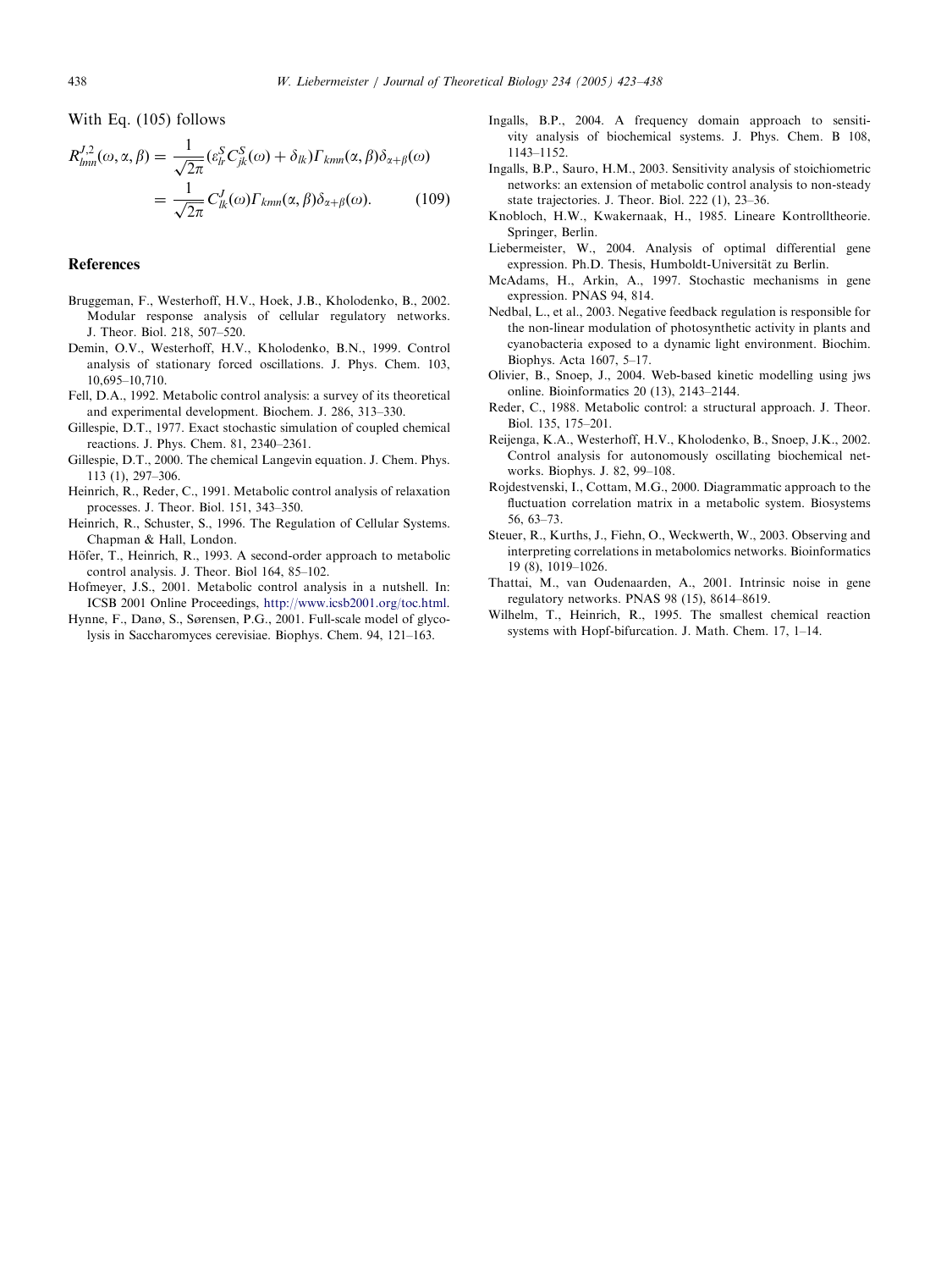With Eq. (105) follows

$$
\begin{aligned}
R^{J,2}_{lmn}(\omega,\alpha,\beta) &= \frac{1}{\sqrt{2\pi}}(\varepsilon^S_{lr}C^S_{jk}(\omega)+\delta_{lk})\Gamma_{kmn}(\alpha,\beta)\delta_{\alpha+\beta}(\omega)\\
&= \frac{1}{\sqrt{2\pi}}C^J_{lk}(\omega)\Gamma_{kmn}(\alpha,\beta)\delta_{\alpha+\beta}(\omega). \qquad (109)
\end{aligned}
$$

## References

Bruggeman, F., Westerhoff, H.V., Hoek, J.B., Kholodenko, B., 2002. Modular response analysis of cellular regulatory networks. J. Theor. Biol. 218, 507–520.

Demin, O.V., Westerhoff, H.V., Kholodenko, B.N., 1999. Control analysis of stationary forced oscillations. J. Phys. Chem. 103, 10,695–10,710.

Fell, D.A., 1992. Metabolic control analysis: a survey of its theoretical and experimental development. Biochem. J. 286, 313–330.

Gillespie, D.T., 1977. Exact stochastic simulation of coupled chemical reactions. J. Phys. Chem. 81, 2340–2361.

Gillespie, D.T., 2000. The chemical Langevin equation. J. Chem. Phys. 113 (1), 297–306.

Heinrich, R., Reder, C., 1991. Metabolic control analysis of relaxation processes. J. Theor. Biol. 151, 343–350.

Heinrich, R., Schuster, S., 1996. The Regulation of Cellular Systems. Chapman & Hall, London.

Höfer, T., Heinrich, R., 1993. A second-order approach to metabolic control analysis. J. Theor. Biol 164, 85–102.

Hofmeyer, J.S., 2001. Metabolic control analysis in a nutshell. In: ICSB 2001 Online Proceedings, http://www.icsb2001.org/toc.html.

Hynne, F., Danø, S., Sørensen, P.G., 2001. Full-scale model of glycolysis in Saccharomyces cerevisiae. Biophys. Chem. 94, 121–163.

Ingalls, B.P., 2004. A frequency domain approach to sensitivity analysis of biochemical systems. J. Phys. Chem. B 108, 1143–1152.

Ingalls, B.P., Sauro, H.M., 2003. Sensitivity analysis of stoichiometric networks: an extension of metabolic control analysis to non-steady state trajectories. J. Theor. Biol. 222 (1), 23–36.

Knobloch, H.W., Kwakernaak, H., 1985. Lineare Kontrolltheorie. Springer, Berlin.

Liebermeister, W., 2004. Analysis of optimal differential gene expression. Ph.D. Thesis, Humboldt-Universität zu Berlin.

McAdams, H., Arkin, A., 1997. Stochastic mechanisms in gene expression. PNAS 94, 814.

Nedbal, L., et al., 2003. Negative feedback regulation is responsible for the non-linear modulation of photosynthetic activity in plants and cyanobacteria exposed to a dynamic light environment. Biochim. Biophys. Acta 1607, 5–17.

Olivier, B., Snoep, J., 2004. Web-based kinetic modelling using jws online. Bioinformatics 20 (13), 2143–2144.

Reder, C., 1988. Metabolic control: a structural approach. J. Theor. Biol. 135, 175–201.

Reijenga, K.A., Westerhoff, H.V., Kholodenko, B., Snoep, J.K., 2002. Control analysis for autonomously oscillating biochemical networks. Biophys. J. 82, 99–108.

Rojdestvenski, I., Cottam, M.G., 2000. Diagrammatic approach to the fluctuation correlation matrix in a metabolic system. Biosystems 56, 63–73.

Steuer, R., Kurths, J., Fiehn, O., Weckwerth, W., 2003. Observing and interpreting correlations in metabolomics networks. Bioinformatics 19 (8), 1019–1026.

Thattai, M., van Oudenaarden, A., 2001. Intrinsic noise in gene regulatory networks. PNAS 98 (15), 8614–8619.

Wilhelm, T., Heinrich, R., 1995. The smallest chemical reaction systems with Hopf-bifurcation. J. Math. Chem. 17, 1–14.